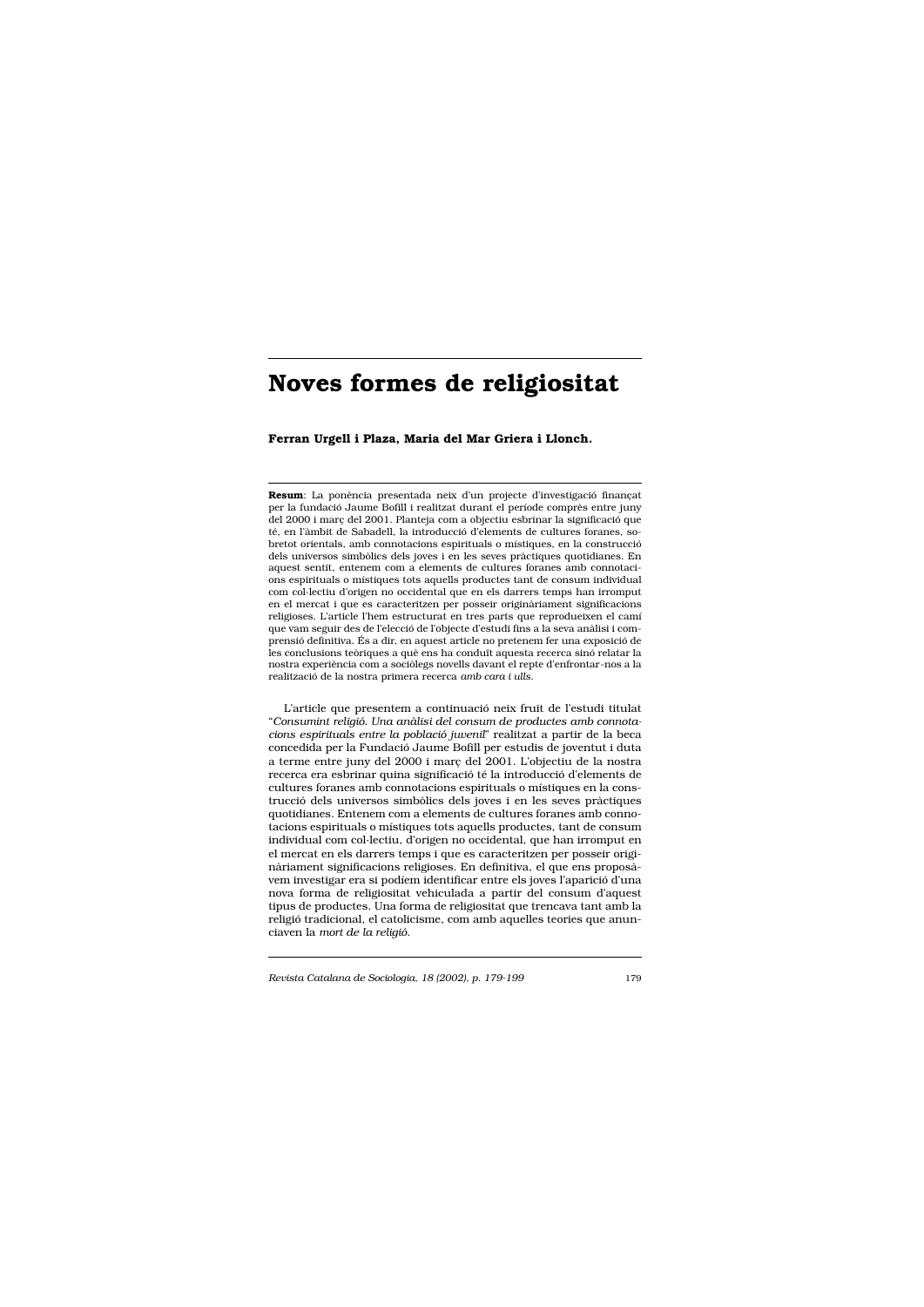# Noves formes de religiositat

**Ferran Urgell i Plaza, Maria del Mar Griera i Llonch.**

**Resum**: La ponència presentada neix d'un projecte d'investigació finançat per la fundació Jaume Bofill i realitzat durant el període comprès entre juny del 2000 i març del 2001. Planteja com a objectiu esbrinar la significació que té, en l'àmbit de Sabadell, la introducció d'elements de cultures foranes, sobretot orientals, amb connotacions espirituals o místiques, en la construcció dels universos simbòlics dels joves i en les seves pràctiques quotidianes. En aquest sentit, entenem com a elements de cultures foranes amb connotacions espirituals o místiques tots aquells productes tant de consum individual com col·lectiu d'origen no occidental que en els darrers temps han irromput en el mercat i que es caracteritzen per posseir originàriament significacions religioses. L'article l'hem estructurat en tres parts que reprodueixen el camí que vam seguir des de l'elecció de l'objecte d'estudi fins a la seva anàlisi i comprensió definitiva. És a dir, en aquest article no pretenem fer una exposició de les conclusions teòriques a què ens ha conduït aquesta recerca sinó relatar la nostra experiència com a sociòlegs novells davant el repte d'enfrontar-nos a la realització de la nostra primera recerca *amb cara i ulls*.

L'article que presentem a continuació neix fruit de l'estudi titulat "*Consumint religió. Una anàlisi del consum de productes amb connotacions espirituals entre la població juvenil*" realitzat a partir de la beca concedida per la Fundació Jaume Bofill per estudis de joventut i duta a terme entre juny del 2000 i març del 2001. L'objectiu de la nostra recerca era esbrinar quina significació té la introducció d'elements de cultures foranes amb connotacions espirituals o místiques en la construcció dels universos simbòlics dels joves i en les seves pràctiques quotidianes. Entenem com a elements de cultures foranes amb connotacions espirituals o místiques tots aquells productes, tant de consum individual com col·lectiu, d'origen no occidental, que han irromput en el mercat en els darrers temps i que es caracteritzen per posseir originàriament significacions religioses. En definitiva, el que ens proposàvem investigar era si podíem identificar entre els joves l'aparició d'una nova forma de religiositat vehiculada a partir del consum d'aquest tipus de productes. Una forma de religiositat que trencava tant amb la religió tradicional, el catolicisme, com amb aquelles teories que anunciaven la *mort de la religió*.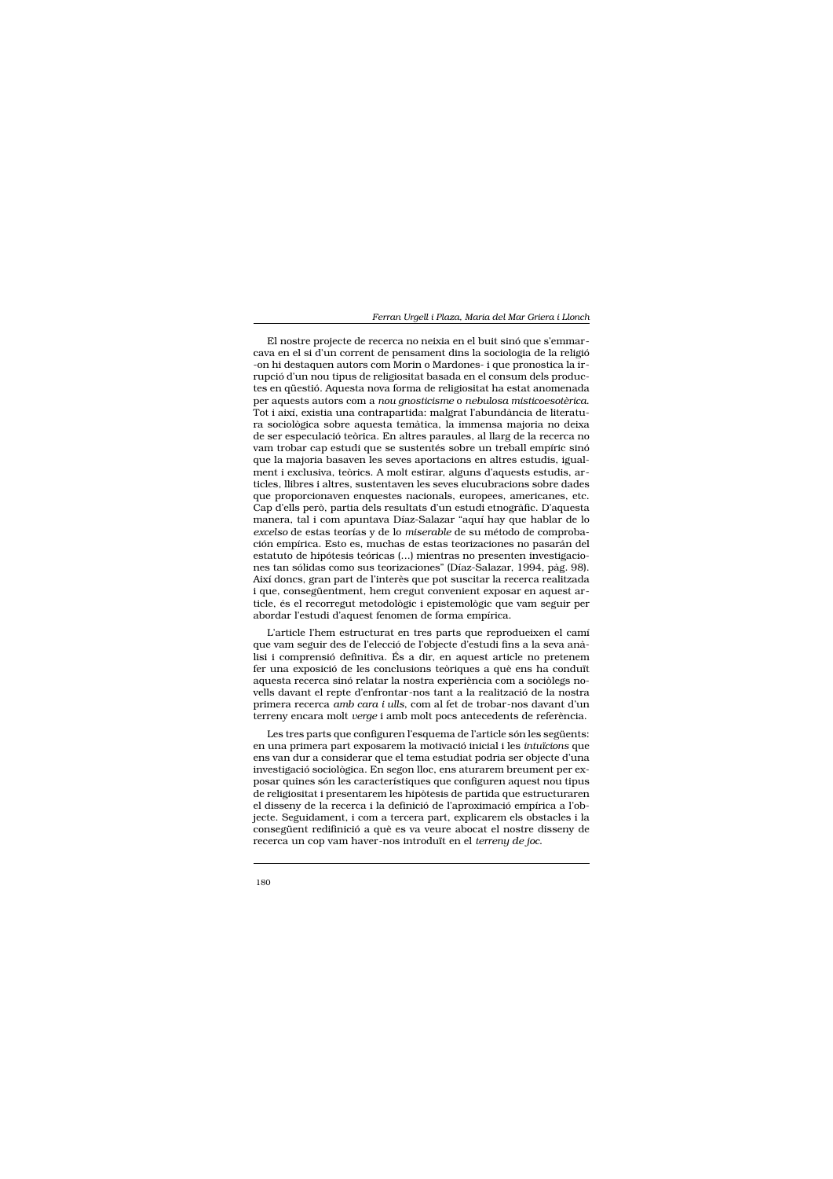El nostre projecte de recerca no neixia en el buit sinó que s'emmarcava en el si d'un corrent de pensament dins la sociologia de la religió -on hi destaquen autors com Morin o Mardones- i que pronostica la irrupció d'un nou tipus de religiositat basada en el consum dels productes en qüestió. Aquesta nova forma de religiositat ha estat anomenada per aquests autors com a *nou gnosticisme* o *nebulosa misticoesotèrica*. Tot i així, existia una contrapartida: malgrat l'abundància de literatura sociològica sobre aquesta temàtica, la immensa majoria no deixa de ser especulació teòrica. En altres paraules, al llarg de la recerca no vam trobar cap estudi que se sustentés sobre un treball empíric sinó que la majoria basaven les seves aportacions en altres estudis, igualment i exclusiva, teòrics. A molt estirar, alguns d'aquests estudis, articles, llibres i altres, sustentaven les seves elucubracions sobre dades que proporcionaven enquestes nacionals, europees, americanes, etc. Cap d'ells però, partia dels resultats d'un estudi etnogràfic. D'aquesta manera, tal i com apuntava Díaz-Salazar "aquí hay que hablar de lo *excelso* de estas teorías y de lo *miserable* de su método de comprobación empírica. Esto es, muchas de estas teorizaciones no pasarán del estatuto de hipótesis teóricas (...) mientras no presenten investigaciones tan sólidas como sus teorizaciones" (Díaz-Salazar, 1994, pàg. 98). Així doncs, gran part de l'interès que pot suscitar la recerca realitzada i que, conseqüentment, hem cregut convenient exposar en aquest article, és el recorregut metodològic i epistemològic que vam seguir per abordar l'estudi d'aquest fenomen de forma empírica.

L'article l'hem estructurat en tres parts que reprodueixen el camí que vam seguir des de l'elecció de l'objecte d'estudi fins a la seva anàlisi i comprensió definitiva. És a dir, en aquest article no pretenem fer una exposició de les conclusions teòriques a què ens ha conduït aquesta recerca sinó relatar la nostra experiència com a sociòlegs novells davant el repte d'enfrontar-nos tant a la realització de la nostra primera recerca *amb cara i ulls*, com al fet de trobar-nos davant d'un terreny encara molt *verge* i amb molt pocs antecedents de referència.

Les tres parts que configuren l'esquema de l'article són les següents: en una primera part exposarem la motivació inicial i les *intuïcions* que ens van dur a considerar que el tema estudiat podria ser objecte d'una investigació sociològica. En segon lloc, ens aturarem breument per exposar quines són les característiques que configuren aquest nou tipus de religiositat i presentarem les hipòtesis de partida que estructuraren el disseny de la recerca i la definició de l'aproximació empírica a l'objecte. Seguidament, i com a tercera part, explicarem els obstacles i la conseqüent redifinició a què es va veure abocat el nostre disseny de recerca un cop vam haver-nos introduït en el *terreny de joc*.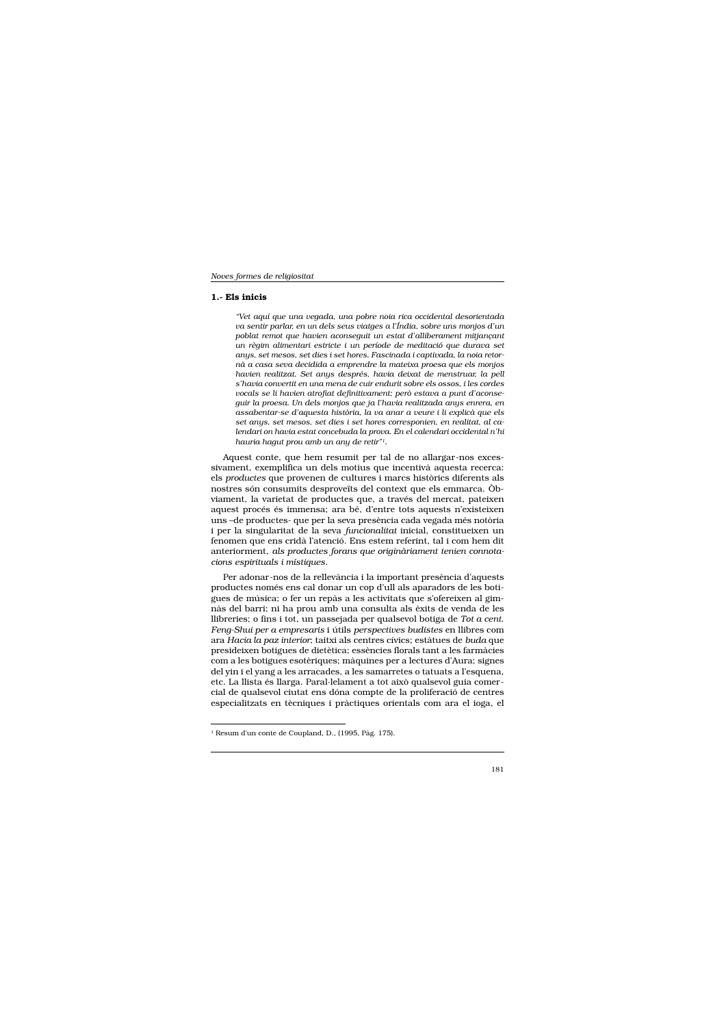## 1.- Els inicis

> *"Vet aquí que una vegada, una pobre noia rica occidental desorientada va sentir parlar, en un dels seus viatges a l'Índia, sobre uns monjos d'un poblat remot que havien aconseguit un estat d'alliberament mitjançant un règim alimentari estricte i un període de meditació que durava set anys, set mesos, set dies i set hores. Fascinada i captivada, la noia retornà a casa seva decidida a emprendre la mateixa proesa que els monjos havien realitzat. Set anys després, havia deixat de menstruar, la pell s'havia convertit en una mena de cuir endurit sobre els ossos, i les cordes vocals se li havien atrofiat definitivament; però estava a punt d'aconseguir la proesa. Un dels monjos que ja l'havia realitzada anys enrera, en assabentar-se d'aquesta història, la va anar a veure i li explicà que els set anys, set mesos, set dies i set hores corresponien, en realitat, al calendari on havia estat concebuda la prova. En el calendari occidental n'hi hauria hagut prou amb un any de retir"*[1].

Aquest conte, que hem resumit per tal de no allargar-nos excessivament, exemplifica un dels motius que incentivà aquesta recerca: els *productes* que provenen de cultures i marcs històrics diferents als nostres són consumits desproveïts del context que els emmarca. Òbviament, la varietat de productes que, a través del mercat, pateixen aquest procés és immensa; ara bé, d'entre tots aquests n'existeixen uns –de productes- que per la seva presència cada vegada més notòria i per la singularitat de la seva *funcionalitat* inicial, constitueixen un fenomen que ens cridà l'atenció. Ens estem referint, tal i com hem dit anteriorment, *als productes forans que originàriament tenien connotacions espirituals i místiques.*

Per adonar-nos de la rellevància i la important presència d'aquests productes només ens cal donar un cop d'ull als aparadors de les botigues de música; o fer un repàs a les activitats que s'ofereixen al gimnàs del barri; ni ha prou amb una consulta als èxits de venda de les llibreries; o fins i tot, un passejada per qualsevol botiga de *Tot a cent*. *Feng-Shui per a empresaris* i útils *perspectives budistes* en llibres com ara *Hacia la paz interior*; taitxi als centres cívics; estàtues de *buda* que presideixen botigues de dietètica; essències florals tant a les farmàcies com a les botigues esotèriques; màquines per a lectures d'Aura; signes del yin i el yang a les arracades, a les samarretes o tatuats a l'esquena, etc. La llista és llarga. Paral·lelament a tot això qualsevol guia comercial de qualsevol ciutat ens dóna compte de la proliferació de centres especialitzats en tècniques i pràctiques orientals com ara el ioga, el

---

[1] Resum d'un conte de Coupland, D., (1995, Pàg. 175).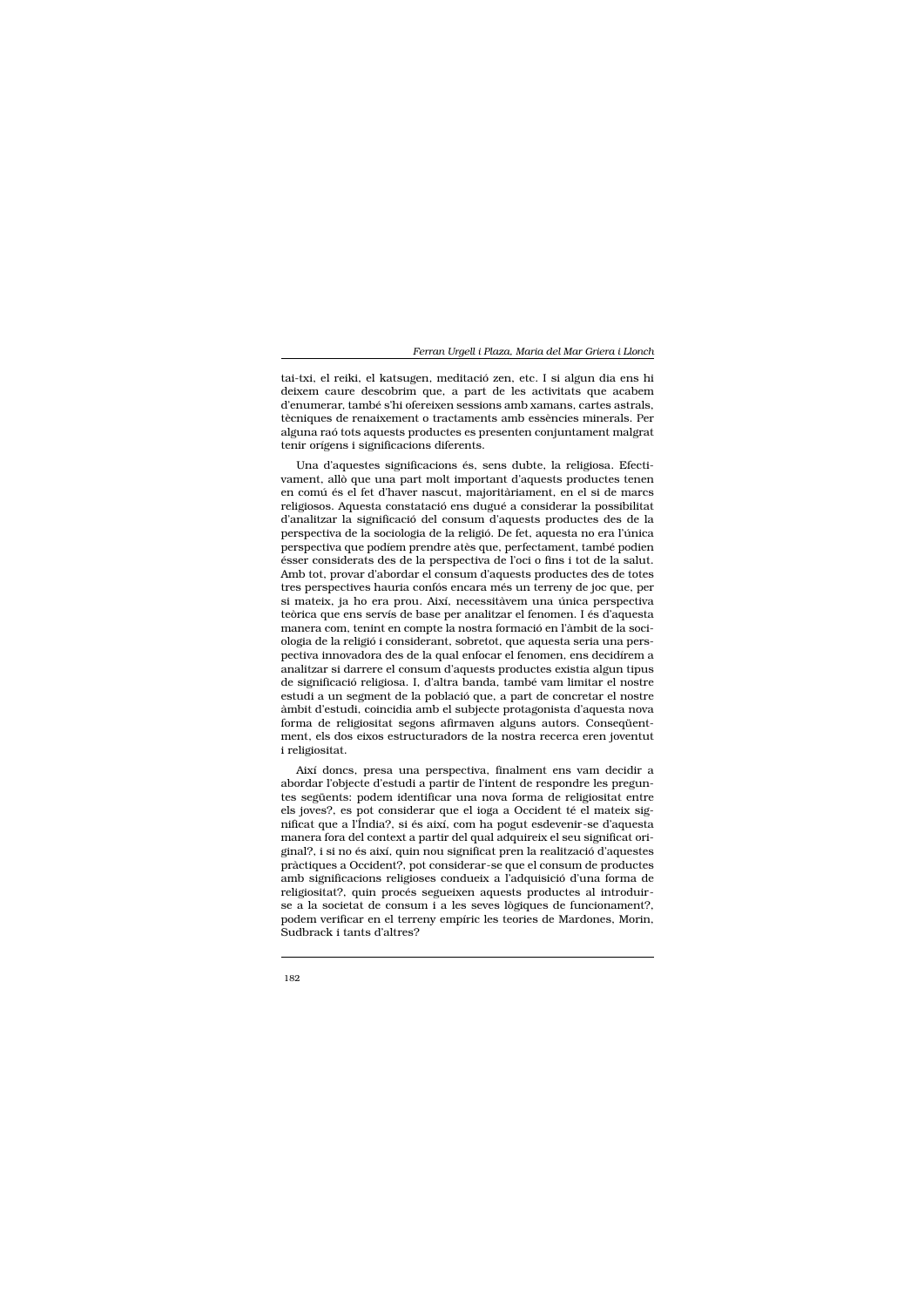tai-txi, el reiki, el katsugen, meditació zen, etc. I si algun dia ens hi deixem caure descobrim que, a part de les activitats que acabem d'enumerar, també s'hi ofereixen sessions amb xamans, cartes astrals, tècniques de renaixement o tractaments amb essències minerals. Per alguna raó tots aquests productes es presenten conjuntament malgrat tenir orígens i significacions diferents.

Una d'aquestes significacions és, sens dubte, la religiosa. Efectivament, allò que una part molt important d'aquests productes tenen en comú és el fet d'haver nascut, majoritàriament, en el si de marcs religiosos. Aquesta constatació ens dugué a considerar la possibilitat d'analitzar la significació del consum d'aquests productes des de la perspectiva de la sociologia de la religió. De fet, aquesta no era l'única perspectiva que podíem prendre atès que, perfectament, també podien ésser considerats des de la perspectiva de l'oci o fins i tot de la salut. Amb tot, provar d'abordar el consum d'aquests productes des de totes tres perspectives hauria confós encara més un terreny de joc que, per si mateix, ja ho era prou. Així, necessitàvem una única perspectiva teòrica que ens servís de base per analitzar el fenomen. I és d'aquesta manera com, tenint en compte la nostra formació en l'àmbit de la sociologia de la religió i considerant, sobretot, que aquesta seria una perspectiva innovadora des de la qual enfocar el fenomen, ens decidírem a analitzar si darrere el consum d'aquests productes existia algun tipus de significació religiosa. I, d'altra banda, també vam limitar el nostre estudi a un segment de la població que, a part de concretar el nostre àmbit d'estudi, coincidia amb el subjecte protagonista d'aquesta nova forma de religiositat segons afirmaven alguns autors. Conseqüentment, els dos eixos estructuradors de la nostra recerca eren joventut i religiositat.

Així doncs, presa una perspectiva, finalment ens vam decidir a abordar l'objecte d'estudi a partir de l'intent de respondre les preguntes següents: podem identificar una nova forma de religiositat entre els joves?, es pot considerar que el ioga a Occident té el mateix significat que a l'Índia?, si és així, com ha pogut esdevenir-se d'aquesta manera fora del context a partir del qual adquireix el seu significat original?, i si no és així, quin nou significat pren la realització d'aquestes pràctiques a Occident?, pot considerar-se que el consum de productes amb significacions religioses condueix a l'adquisició d'una forma de religiositat?, quin procés segueixen aquests productes al introduir-se a la societat de consum i a les seves lògiques de funcionament?, podem verificar en el terreny empíric les teories de Mardones, Morin, Sudbrack i tants d'altres?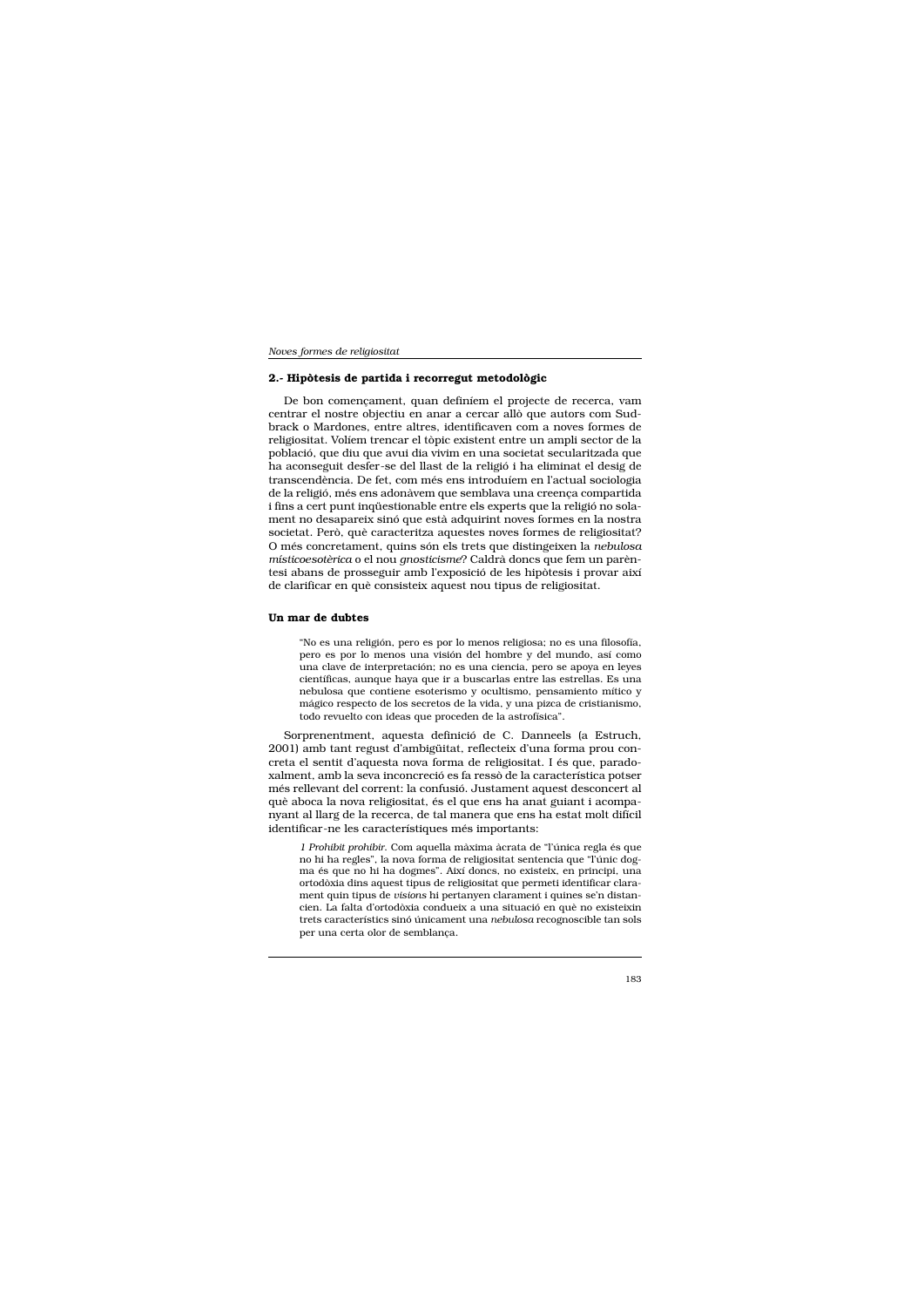## 2.- Hipòtesis de partida i recorregut metodològic

De bon començament, quan definíem el projecte de recerca, vam centrar el nostre objectiu en anar a cercar allò que autors com Sudbrack o Mardones, entre altres, identificaven com a noves formes de religiositat. Volíem trencar el tòpic existent entre un ampli sector de la població, que diu que avui dia vivim en una societat secularitzada que ha aconseguit desfer-se del llast de la religió i ha eliminat el desig de transcendència. De fet, com més ens introduíem en l'actual sociologia de la religió, més ens adonàvem que semblava una creença compartida i fins a cert punt inqüestionable entre els experts que la religió no solament no desapareix sinó que està adquirint noves formes en la nostra societat. Però, què caracteritza aquestes noves formes de religiositat? O més concretament, quins són els trets que distingeixen la *nebulosa místicoesotèrica* o el nou *gnosticisme*? Caldrà doncs que fem un parèntesi abans de prosseguir amb l'exposició de les hipòtesis i provar així de clarificar en què consisteix aquest nou tipus de religiositat.

### Un mar de dubtes

> "No es una religión, pero es por lo menos religiosa; no es una filosofía, pero es por lo menos una visión del hombre y del mundo, así como una clave de interpretación; no es una ciencia, pero se apoya en leyes científicas, aunque haya que ir a buscarlas entre las estrellas. Es una nebulosa que contiene esoterismo y ocultismo, pensamiento mítico y mágico respecto de los secretos de la vida, y una pizca de cristianismo, todo revuelto con ideas que proceden de la astrofísica".

Sorprenentment, aquesta definició de C. Danneels (a Estruch, 2001) amb tant regust d'ambigüitat, reflecteix d'una forma prou concreta el sentit d'aquesta nova forma de religiositat. I és que, paradoxalment, amb la seva inconcreció es fa ressò de la característica potser més rellevant del corrent: la confusió. Justament aquest desconcert al què aboca la nova religiositat, és el que ens ha anat guiant i acompanyant al llarg de la recerca, de tal manera que ens ha estat molt difícil identificar-ne les característiques més importants:

> *1 Prohibit prohibir*. Com aquella màxima àcrata de "l'única regla és que no hi ha regles", la nova forma de religiositat sentencia que "l'únic dogma és que no hi ha dogmes". Així doncs, no existeix, en principi, una ortodòxia dins aquest tipus de religiositat que permeti identificar clarament quin tipus de *visions* hi pertanyen clarament i quines se'n distancien. La falta d'ortodòxia condueix a una situació en què no existeixin trets característics sinó únicament una *nebulosa* recognoscible tan sols per una certa olor de semblança.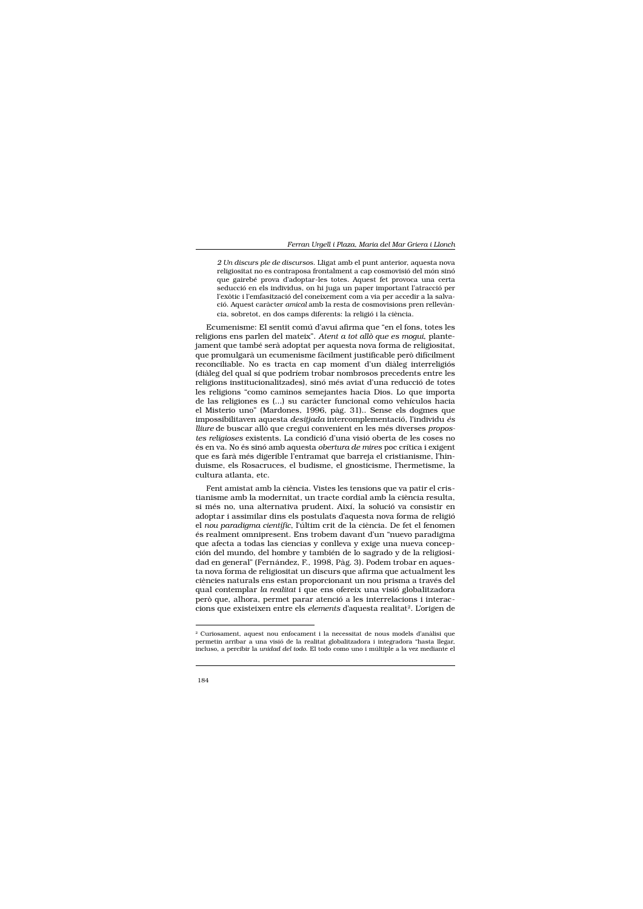> *2 Un discurs ple de discursos*. Lligat amb el punt anterior, aquesta nova religiositat no es contraposa frontalment a cap cosmovisió del món sinó que gairebé prova d'adoptar-les totes. Aquest fet provoca una certa seducció en els individus, on hi juga un paper important l'atracció per l'exòtic i l'emfasització del coneixement com a via per accedir a la salvació. Aquest caràcter *amical* amb la resta de cosmovisions pren rellevància, sobretot, en dos camps diferents: la religió i la ciència.

Ecumenisme: El sentit comú d'avui afirma que "en el fons, totes les religions ens parlen del mateix". *Atent a tot allò que es mogui*, plantejament que també serà adoptat per aquesta nova forma de religiositat, que promulgarà un ecumenisme fàcilment justificable però difícilment reconciliable. No es tracta en cap moment d'un diàleg interreligiós (diàleg del qual sí que podríem trobar nombrosos precedents entre les religions institucionalitzades), sinó més aviat d'una reducció de totes les religions "como caminos semejantes hacia Dios. Lo que importa de las religiones es (...) su carácter funcional como vehículos hacia el Misterio uno" (Mardones, 1996, pàg. 31).. Sense els dogmes que impossibilitaven aquesta *desitjada* intercomplementació, l'individu *és lliure* de buscar allò que cregui convenient en les més diverses *propostes religioses* existents. La condició d'una visió oberta de les coses no és en va. No és sinó amb aquesta *obertura de mires* poc crítica i exigent que es farà més digerible l'entramat que barreja el cristianisme, l'hinduisme, els Rosacruces, el budisme, el gnosticisme, l'hermetisme, la cultura atlanta, etc.

Fent amistat amb la ciència. Vistes les tensions que va patir el cristianisme amb la modernitat, un tracte cordial amb la ciència resulta, si més no, una alternativa prudent. Així, la solució va consistir en adoptar i assimilar dins els postulats d'aquesta nova forma de religió el *nou paradigma científic*, l'últim crit de la ciència. De fet el fenomen és realment omnipresent. Ens trobem davant d'un "nuevo paradigma que afecta a todas las ciencias y conlleva y exige una nueva concepción del mundo, del hombre y también de lo sagrado y de la religiosidad en general" (Fernández, F., 1998, Pàg. 3). Podem trobar en aquesta nova forma de religiositat un discurs que afirma que actualment les ciències naturals ens estan proporcionant un nou prisma a través del qual contemplar *la realitat* i que ens ofereix una visió globalitzadora però que, alhora, permet parar atenció a les interrelacions i interaccions que existeixen entre els *elements* d'aquesta realitat[2]. L'origen de

---

[2] Curiosament, aquest nou enfocament i la necessitat de nous models d'anàlisi que permetin arribar a una visió de la realitat globalitzadora i integradora "hasta llegar, incluso, a percibir la *unidad del todo*. El todo como uno i múltiple a la vez mediante el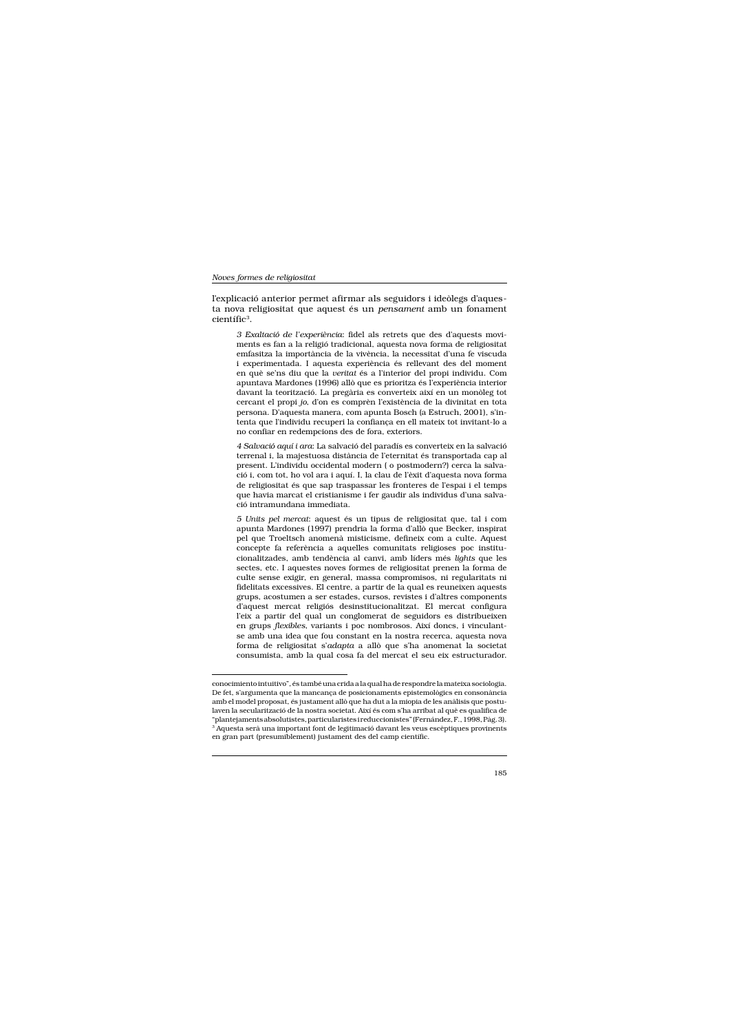l'explicació anterior permet afirmar als seguidors i ideòlegs d'aquesta nova religiositat que aquest és un *pensament* amb un fonament científic[3].

> *3 Exaltació de l'experiència*: fidel als retrets que des d'aquests moviments es fan a la religió tradicional, aquesta nova forma de religiositat emfasitza la importància de la vivència, la necessitat d'una fe viscuda i experimentada. I aquesta experiència és rellevant des del moment en què se'ns diu que la *veritat* és a l'interior del propi individu. Com apuntava Mardones (1996) allò que es prioritza és l'experiència interior davant la teorització. La pregària es converteix així en un monòleg tot cercant el propi *jo*, d'on es comprèn l'existència de la divinitat en tota persona. D'aquesta manera, com apunta Bosch (a Estruch, 2001), s'intenta que l'individu recuperi la confiança en ell mateix tot invitant-lo a no confiar en redempcions des de fora, exteriors.
>
> *4 Salvació aquí i ara*: La salvació del paradís es converteix en la salvació terrenal i, la majestuosa distància de l'eternitat és transportada cap al present. L'individu occidental modern ( o postmodern?) cerca la salvació i, com tot, ho vol ara i aquí. I, la clau de l'èxit d'aquesta nova forma de religiositat és que sap traspassar les fronteres de l'espai i el temps que havia marcat el cristianisme i fer gaudir als individus d'una salvació intramundana immediata.
>
> *5 Units pel mercat*: aquest és un tipus de religiositat que, tal i com apunta Mardones (1997) prendria la forma d'allò que Becker, inspirat pel que Troeltsch anomenà misticisme, defineix com a culte. Aquest concepte fa referència a aquelles comunitats religioses poc institucionalitzades, amb tendència al canvi, amb líders més *lights* que les sectes, etc. I aquestes noves formes de religiositat prenen la forma de culte sense exigir, en general, massa compromisos, ni regularitats ni fidelitats excessives. El centre, a partir de la qual es reuneixen aquests grups, acostumen a ser estades, cursos, revistes i d'altres components d'aquest mercat religiós desinstitucionalitzat. El mercat configura l'eix a partir del qual un conglomerat de seguidors es distribueixen en grups *flexibles*, variants i poc nombrosos. Així doncs, i vinculant-se amb una idea que fou constant en la nostra recerca, aquesta nova forma de religiositat s'*adapta* a allò que s'ha anomenat la societat consumista, amb la qual cosa fa del mercat el seu eix estructurador.

---

conocimiento intuitivo", és també una crida a la qual ha de respondre la mateixa sociologia. De fet, s'argumenta que la mancança de posicionaments epistemològics en consonància amb el model proposat, és justament allò que ha dut a la miopia de les anàlisis que postulaven la secularització de la nostra societat. Així és com s'ha arribat al què es qualifica de "plantejaments absolutistes, particularistes i reduccionistes" (Fernández, F., 1998, Pàg. 3).

[3] Aquesta serà una important font de legitimació davant les veus escèptiques provinents en gran part (presumiblement) justament des del camp científic.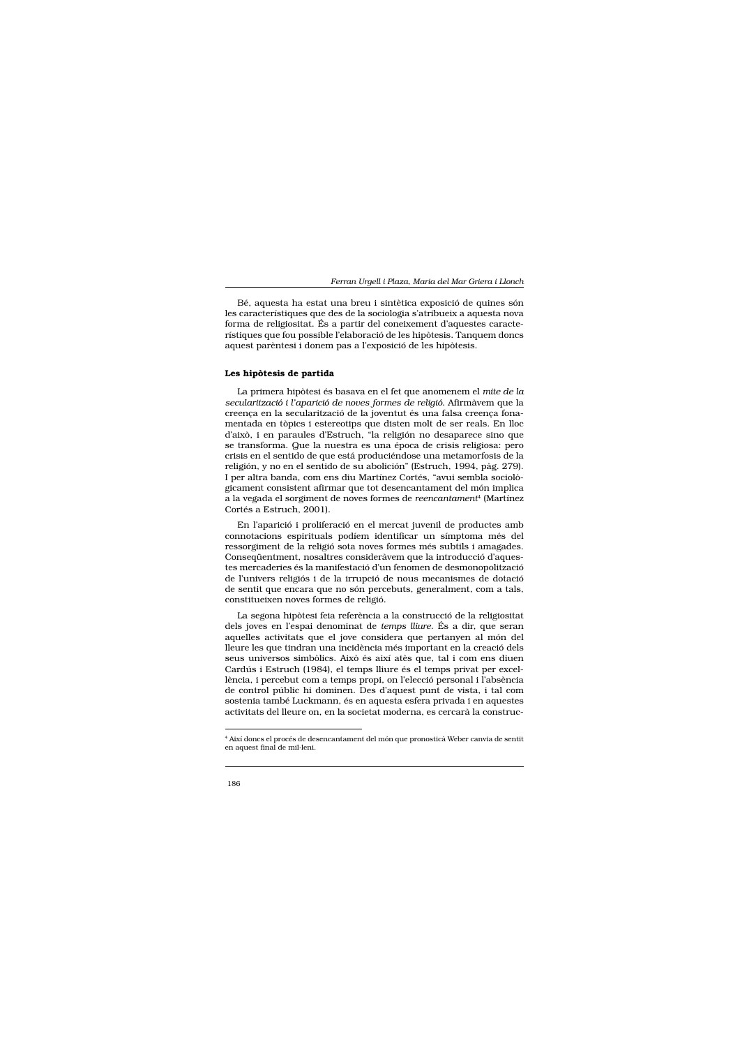Bé, aquesta ha estat una breu i sintètica exposició de quines són les característiques que des de la sociologia s'atribueix a aquesta nova forma de religiositat. És a partir del coneixement d'aquestes característiques que fou possible l'elaboració de les hipòtesis. Tanquem doncs aquest parèntesi i donem pas a l'exposició de les hipòtesis.

**Les hipòtesis de partida**

La primera hipòtesi és basava en el fet que anomenem el *mite de la secularització i l'aparició de noves formes de religió*. Afirmàvem que la creença en la secularització de la joventut és una falsa creença fonamentada en tòpics i estereotips que disten molt de ser reals. En lloc d'això, i en paraules d'Estruch, "la religión no desaparece sino que se transforma. Que la nuestra es una época de crisis religiosa: pero crisis en el sentido de que está produciéndose una metamorfosis de la religión, y no en el sentido de su abolición" (Estruch, 1994, pàg. 279). I per altra banda, com ens diu Martínez Cortés, "avui sembla sociològicament consistent afirmar que tot desencantament del món implica a la vegada el sorgiment de noves formes de *reencantament*[4] (Martínez Cortés a Estruch, 2001).

En l'aparició i proliferació en el mercat juvenil de productes amb connotacions espirituals podíem identificar un símptoma més del ressorgiment de la religió sota noves formes més subtils i amagades. Conseqüentment, nosaltres consideràvem que la introducció d'aquestes mercaderies és la manifestació d'un fenomen de desmonopolització de l'univers religiós i de la irrupció de nous mecanismes de dotació de sentit que encara que no són percebuts, generalment, com a tals, constitueixen noves formes de religió.

La segona hipòtesi feia referència a la construcció de la religiositat dels joves en l'espai denominat de *temps lliure*. És a dir, que seran aquelles activitats que el jove considera que pertanyen al món del lleure les que tindran una incidència més important en la creació dels seus universos simbòlics. Això és així atès que, tal i com ens diuen Cardús i Estruch (1984), el temps lliure és el temps privat per excel·lència, i percebut com a temps propi, on l'elecció personal i l'absència de control públic hi dominen. Des d'aquest punt de vista, i tal com sostenia també Luckmann, és en aquesta esfera privada i en aquestes activitats del lleure on, en la societat moderna, es cercarà la construc-

[4] Així doncs el procés de desencantament del món que pronosticà Weber canvia de sentit en aquest final de mil·leni.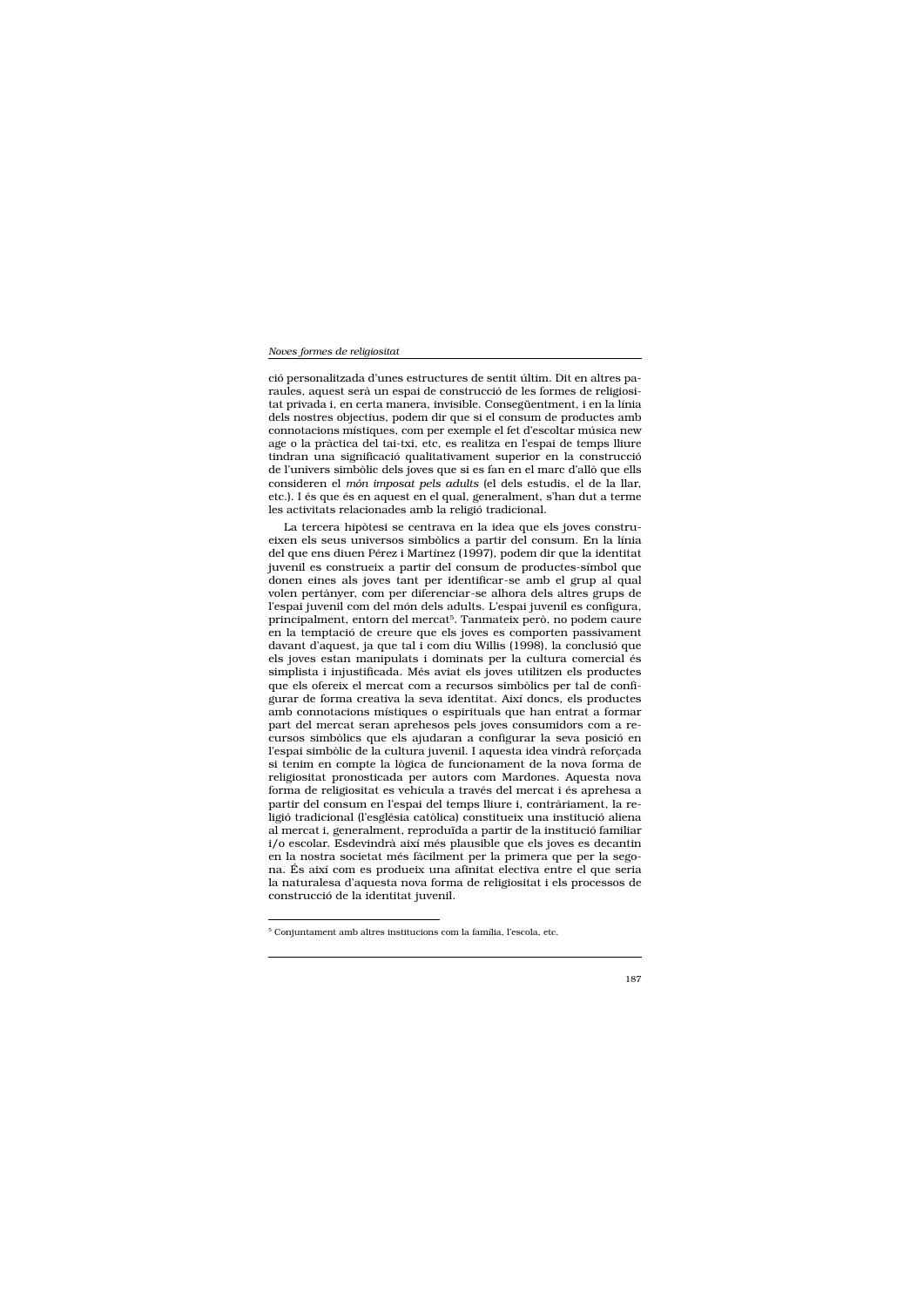ció personalitzada d'unes estructures de sentit últim. Dit en altres paraules, aquest serà un espai de construcció de les formes de religiositat privada i, en certa manera, invisible. Conseqüentment, i en la línia dels nostres objectius, podem dir que si el consum de productes amb connotacions místiques, com per exemple el fet d'escoltar música new age o la pràctica del tai-txi, etc, es realitza en l'espai de temps lliure tindran una significació qualitativament superior en la construcció de l'univers simbòlic dels joves que si es fan en el marc d'allò que ells consideren el *món imposat pels adults* (el dels estudis, el de la llar, etc.). I és que és en aquest en el qual, generalment, s'han dut a terme les activitats relacionades amb la religió tradicional.

La tercera hipòtesi se centrava en la idea que els joves construeixen els seus universos simbòlics a partir del consum. En la línia del que ens diuen Pérez i Martínez (1997), podem dir que la identitat juvenil es construeix a partir del consum de productes-símbol que donen eines als joves tant per identificar-se amb el grup al qual volen pertànyer, com per diferenciar-se alhora dels altres grups de l'espai juvenil com del món dels adults. L'espai juvenil es configura, principalment, entorn del mercat[5]. Tanmateix però, no podem caure en la temptació de creure que els joves es comporten passivament davant d'aquest, ja que tal i com diu Willis (1998), la conclusió que els joves estan manipulats i dominats per la cultura comercial és simplista i injustificada. Més aviat els joves utilitzen els productes que els ofereix el mercat com a recursos simbòlics per tal de configurar de forma creativa la seva identitat. Així doncs, els productes amb connotacions místiques o espirituals que han entrat a formar part del mercat seran aprehesos pels joves consumidors com a recursos simbòlics que els ajudaran a configurar la seva posició en l'espai simbòlic de la cultura juvenil. I aquesta idea vindrà reforçada si tenim en compte la lògica de funcionament de la nova forma de religiositat pronosticada per autors com Mardones. Aquesta nova forma de religiositat es vehicula a través del mercat i és aprehesa a partir del consum en l'espai del temps lliure i, contràriament, la religió tradicional (l'església catòlica) constitueix una institució aliena al mercat i, generalment, reproduïda a partir de la institució familiar i/o escolar. Esdevindrà així més plausible que els joves es decantin en la nostra societat més fàcilment per la primera que per la segona. És així com es produeix una afinitat electiva entre el que seria la naturalesa d'aquesta nova forma de religiositat i els processos de construcció de la identitat juvenil.

---

[5] Conjuntament amb altres institucions com la família, l'escola, etc.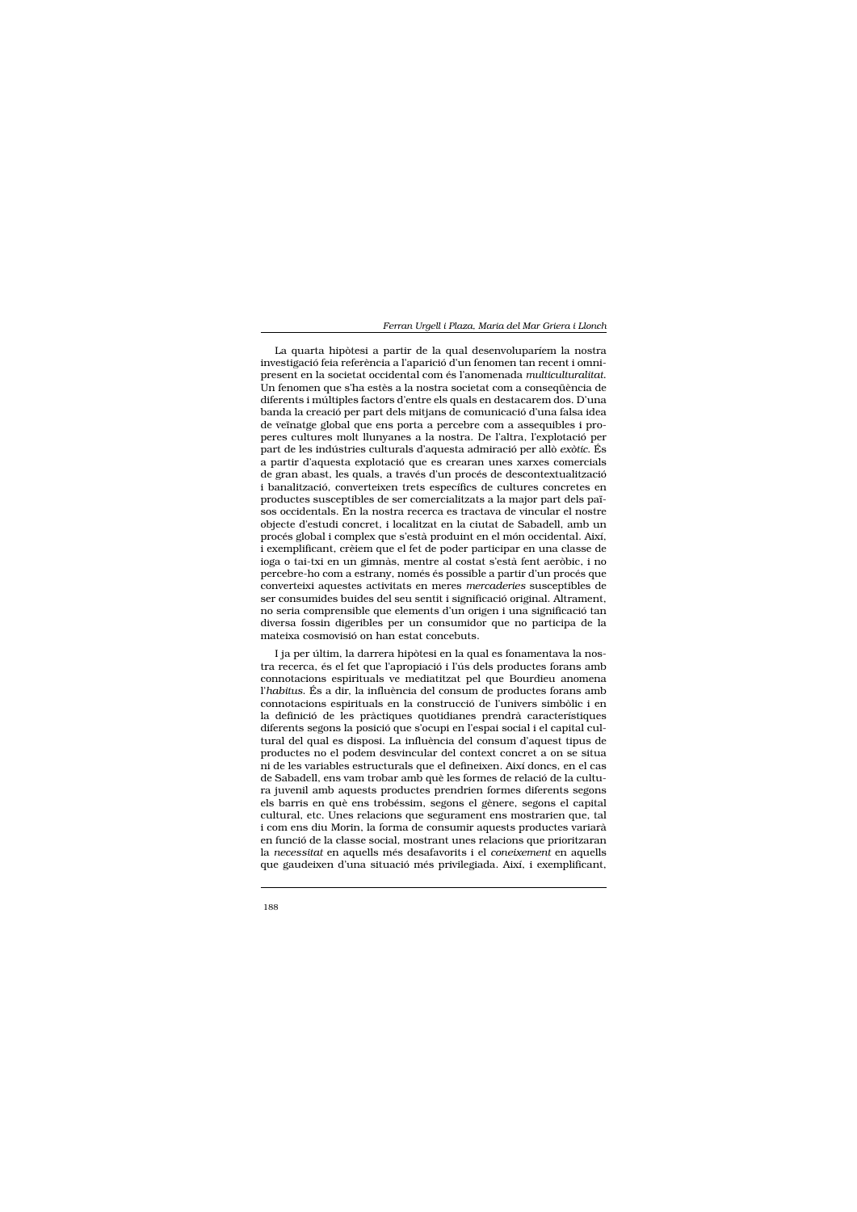La quarta hipòtesi a partir de la qual desenvoluparíem la nostra investigació feia referència a l'aparició d'un fenomen tan recent i omnipresent en la societat occidental com és l'anomenada *multiculturalitat*. Un fenomen que s'ha estès a la nostra societat com a conseqüència de diferents i múltiples factors d'entre els quals en destacarem dos. D'una banda la creació per part dels mitjans de comunicació d'una falsa idea de veïnatge global que ens porta a percebre com a assequibles i properes cultures molt llunyanes a la nostra. De l'altra, l'explotació per part de les indústries culturals d'aquesta admiració per allò *exòtic*. És a partir d'aquesta explotació que es crearan unes xarxes comercials de gran abast, les quals, a través d'un procés de descontextualització i banalització, converteixen trets específics de cultures concretes en productes susceptibles de ser comercialitzats a la major part dels països occidentals. En la nostra recerca es tractava de vincular el nostre objecte d'estudi concret, i localitzat en la ciutat de Sabadell, amb un procés global i complex que s'està produint en el món occidental. Així, i exemplificant, crèiem que el fet de poder participar en una classe de ioga o tai-txi en un gimnàs, mentre al costat s'està fent aeròbic, i no percebre-ho com a estrany, només és possible a partir d'un procés que converteixi aquestes activitats en meres *mercaderies* susceptibles de ser consumides buides del seu sentit i significació original. Altrament, no seria comprensible que elements d'un origen i una significació tan diversa fossin digeribles per un consumidor que no participa de la mateixa cosmovisió on han estat concebuts.

I ja per últim, la darrera hipòtesi en la qual es fonamentava la nostra recerca, és el fet que l'apropiació i l'ús dels productes forans amb connotacions espirituals ve mediatitzat pel que Bourdieu anomena l'*habitus*. És a dir, la influència del consum de productes forans amb connotacions espirituals en la construcció de l'univers simbòlic i en la definició de les pràctiques quotidianes prendrà característiques diferents segons la posició que s'ocupi en l'espai social i el capital cultural del qual es disposi. La influència del consum d'aquest tipus de productes no el podem desvincular del context concret a on se situa ni de les variables estructurals que el defineixen. Així doncs, en el cas de Sabadell, ens vam trobar amb què les formes de relació de la cultura juvenil amb aquests productes prendrien formes diferents segons els barris en què ens trobéssim, segons el gènere, segons el capital cultural, etc. Unes relacions que segurament ens mostrarien que, tal i com ens diu Morin, la forma de consumir aquests productes variarà en funció de la classe social, mostrant unes relacions que prioritzaran la *necessitat* en aquells més desafavorits i el *coneixement* en aquells que gaudeixen d'una situació més privilegiada. Així, i exemplificant,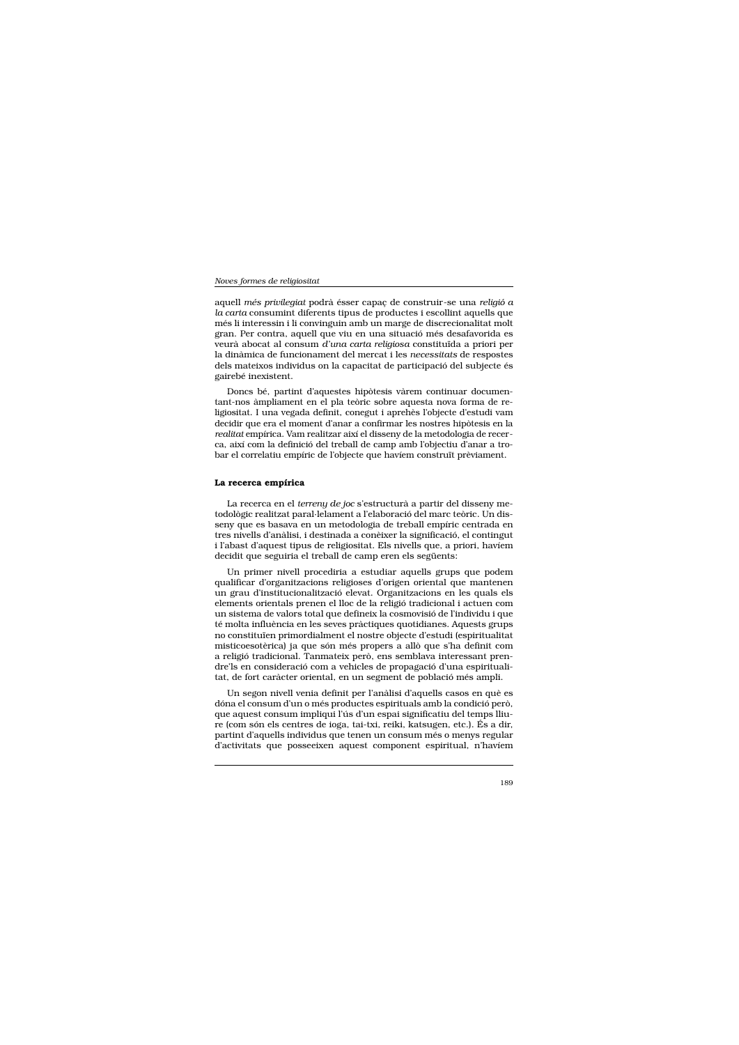aquell *més privilegiat* podrà ésser capaç de construir-se una *religió a la carta* consumint diferents tipus de productes i escollint aquells que més li interessin i li convinguin amb un marge de discrecionalitat molt gran. Per contra, aquell que viu en una situació més desafavorida es veurà abocat al consum *d'una carta religiosa* constituïda a priori per la dinàmica de funcionament del mercat i les *necessitats* de respostes dels mateixos individus on la capacitat de participació del subjecte és gairebé inexistent.

Doncs bé, partint d'aquestes hipòtesis vàrem continuar documentant-nos àmpliament en el pla teòric sobre aquesta nova forma de religiositat. I una vegada definit, conegut i aprehès l'objecte d'estudi vam decidir que era el moment d'anar a confirmar les nostres hipòtesis en la *realitat* empírica. Vam realitzar així el disseny de la metodologia de recerca, així com la definició del treball de camp amb l'objectiu d'anar a trobar el correlatiu empíric de l'objecte que havíem construït prèviament.

**La recerca empírica**

La recerca en el *terreny de joc* s'estructurà a partir del disseny metodològic realitzat paral·lelament a l'elaboració del marc teòric. Un disseny que es basava en un metodologia de treball empíric centrada en tres nivells d'anàlisi, i destinada a conèixer la significació, el contingut i l'abast d'aquest tipus de religiositat. Els nivells que, a priori, havíem decidit que seguiria el treball de camp eren els següents:

Un primer nivell procediria a estudiar aquells grups que podem qualificar d'organitzacions religioses d'origen oriental que mantenen un grau d'institucionalització elevat. Organitzacions en les quals els elements orientals prenen el lloc de la religió tradicional i actuen com un sistema de valors total que defineix la cosmovisió de l'individu i que té molta influència en les seves pràctiques quotidianes. Aquests grups no constitueixen primordialment el nostre objecte d'estudi (espiritualitat misticoesotèrica) ja que són més propers a allò que s'ha definit com a religió tradicional. Tanmateix però, ens semblava interessant prendre'ls en consideració com a vehicles de propagació d'una espiritualitat, de fort caràcter oriental, en un segment de població més ampli.

Un segon nivell venia definit per l'anàlisi d'aquells casos en què es dóna el consum d'un o més productes espirituals amb la condició però, que aquest consum impliqui l'ús d'un espai significatiu del temps lliure (com són els centres de ioga, tai-txi, reiki, katsugen, etc.). És a dir, partint d'aquells individus que tenen un consum més o menys regular d'activitats que posseeixen aquest component espiritual, n'havíem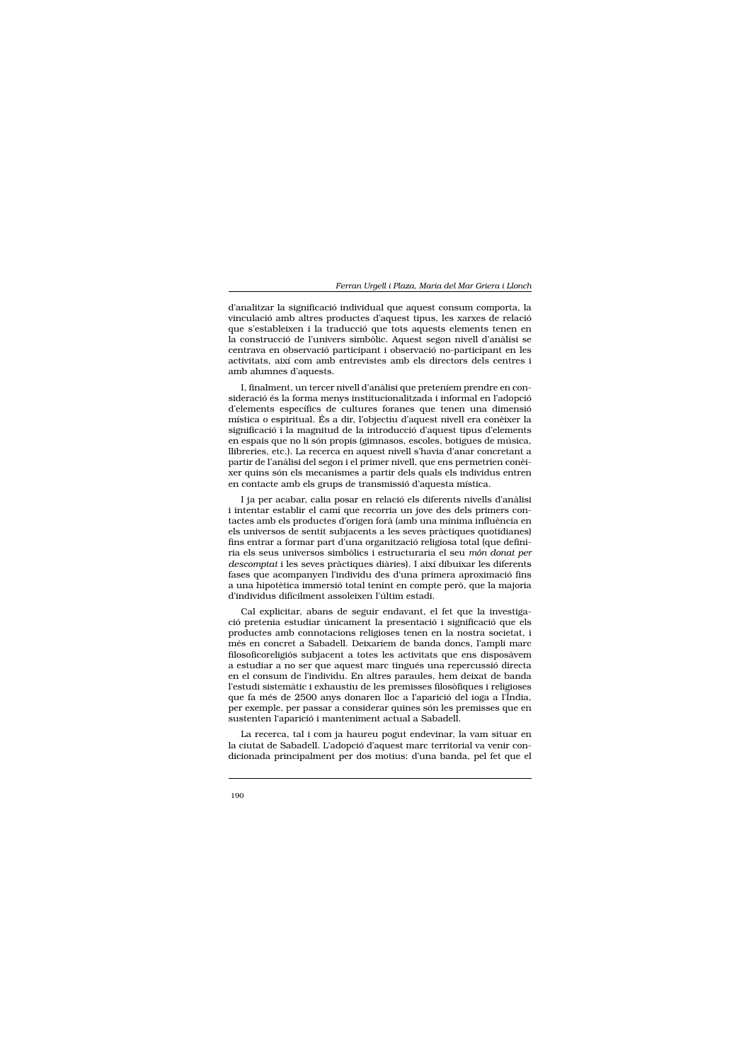d'analitzar la significació individual que aquest consum comporta, la vinculació amb altres productes d'aquest tipus, les xarxes de relació que s'estableixen i la traducció que tots aquests elements tenen en la construcció de l'univers simbòlic. Aquest segon nivell d'anàlisi se centrava en observació participant i observació no-participant en les activitats, així com amb entrevistes amb els directors dels centres i amb alumnes d'aquests.

I, finalment, un tercer nivell d'anàlisi que preteníem prendre en consideració és la forma menys institucionalitzada i informal en l'adopció d'elements específics de cultures foranes que tenen una dimensió mística o espiritual. És a dir, l'objectiu d'aquest nivell era conèixer la significació i la magnitud de la introducció d'aquest tipus d'elements en espais que no li són propis (gimnasos, escoles, botigues de música, llibreries, etc.). La recerca en aquest nivell s'havia d'anar concretant a partir de l'anàlisi del segon i el primer nivell, que ens permetrien conèixer quins són els mecanismes a partir dels quals els individus entren en contacte amb els grups de transmissió d'aquesta mística.

I ja per acabar, calia posar en relació els diferents nivells d'anàlisi i intentar establir el camí que recorria un jove des dels primers contactes amb els productes d'origen forà (amb una mínima influència en els universos de sentit subjacents a les seves pràctiques quotidianes) fins entrar a formar part d'una organització religiosa total (que definiria els seus universos simbòlics i estructuraria el seu *món donat per descomptat* i les seves pràctiques diàries). I així dibuixar les diferents fases que acompanyen l'individu des d'una primera aproximació fins a una hipotètica immersió total tenint en compte però, que la majoria d'individus difícilment assoleixen l'últim estadi.

Cal explicitar, abans de seguir endavant, el fet que la investigació pretenia estudiar únicament la presentació i significació que els productes amb connotacions religioses tenen en la nostra societat, i més en concret a Sabadell. Deixaríem de banda doncs, l'ampli marc filosoficoreligiós subjacent a totes les activitats que ens disposàvem a estudiar a no ser que aquest marc tingués una repercussió directa en el consum de l'individu. En altres paraules, hem deixat de banda l'estudi sistemàtic i exhaustiu de les premisses filosòfiques i religioses que fa més de 2500 anys donaren lloc a l'aparició del ioga a l'Índia, per exemple, per passar a considerar quines són les premisses que en sustenten l'aparició i manteniment actual a Sabadell.

La recerca, tal i com ja haureu pogut endevinar, la vam situar en la ciutat de Sabadell. L'adopció d'aquest marc territorial va venir condicionada principalment per dos motius: d'una banda, pel fet que el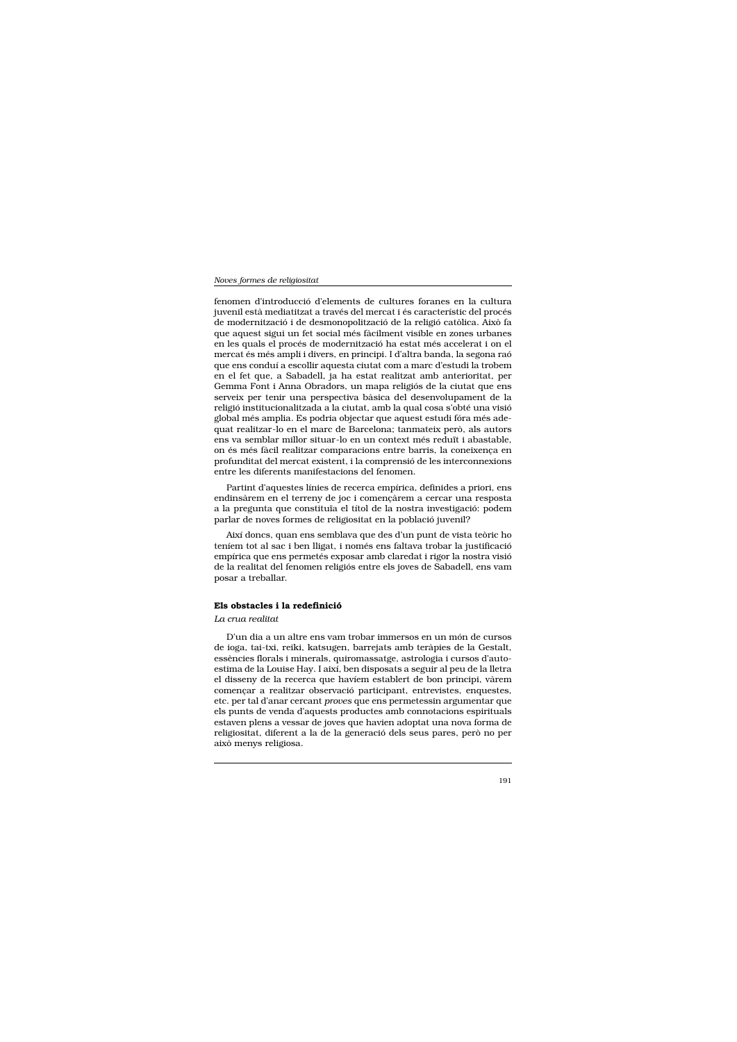fenomen d'introducció d'elements de cultures foranes en la cultura juvenil està mediatitzat a través del mercat i és característic del procés de modernització i de desmonopolització de la religió catòlica. Això fa que aquest sigui un fet social més fàcilment visible en zones urbanes en les quals el procés de modernització ha estat més accelerat i on el mercat és més ampli i divers, en principi. I d'altra banda, la segona raó que ens conduí a escollir aquesta ciutat com a marc d'estudi la trobem en el fet que, a Sabadell, ja ha estat realitzat amb anterioritat, per Gemma Font i Anna Obradors, un mapa religiós de la ciutat que ens serveix per tenir una perspectiva bàsica del desenvolupament de la religió institucionalitzada a la ciutat, amb la qual cosa s'obté una visió global més amplia. Es podria objectar que aquest estudi fóra més adequat realitzar-lo en el marc de Barcelona; tanmateix però, als autors ens va semblar millor situar-lo en un context més reduït i abastable, on és més fàcil realitzar comparacions entre barris, la coneixença en profunditat del mercat existent, i la comprensió de les interconnexions entre les diferents manifestacions del fenomen.

Partint d'aquestes línies de recerca empírica, definides a priori, ens endinsàrem en el terreny de joc i començàrem a cercar una resposta a la pregunta que constituïa el títol de la nostra investigació: podem parlar de noves formes de religiositat en la població juvenil?

Així doncs, quan ens semblava que des d'un punt de vista teòric ho teníem tot al sac i ben lligat, i només ens faltava trobar la justificació empírica que ens permetés exposar amb claredat i rigor la nostra visió de la realitat del fenomen religiós entre els joves de Sabadell, ens vam posar a treballar.

## Els obstacles i la redefinició

### *La crua realitat*

D'un dia a un altre ens vam trobar immersos en un món de cursos de ioga, tai-txi, reiki, katsugen, barrejats amb teràpies de la Gestalt, essències florals i minerals, quiromassatge, astrologia i cursos d'autoestima de la Louise Hay. I així, ben disposats a seguir al peu de la lletra el disseny de la recerca que havíem establert de bon principi, vàrem començar a realitzar observació participant, entrevistes, enquestes, etc. per tal d'anar cercant *proves* que ens permetessin argumentar que els punts de venda d'aquests productes amb connotacions espirituals estaven plens a vessar de joves que havien adoptat una nova forma de religiositat, diferent a la de la generació dels seus pares, però no per això menys religiosa.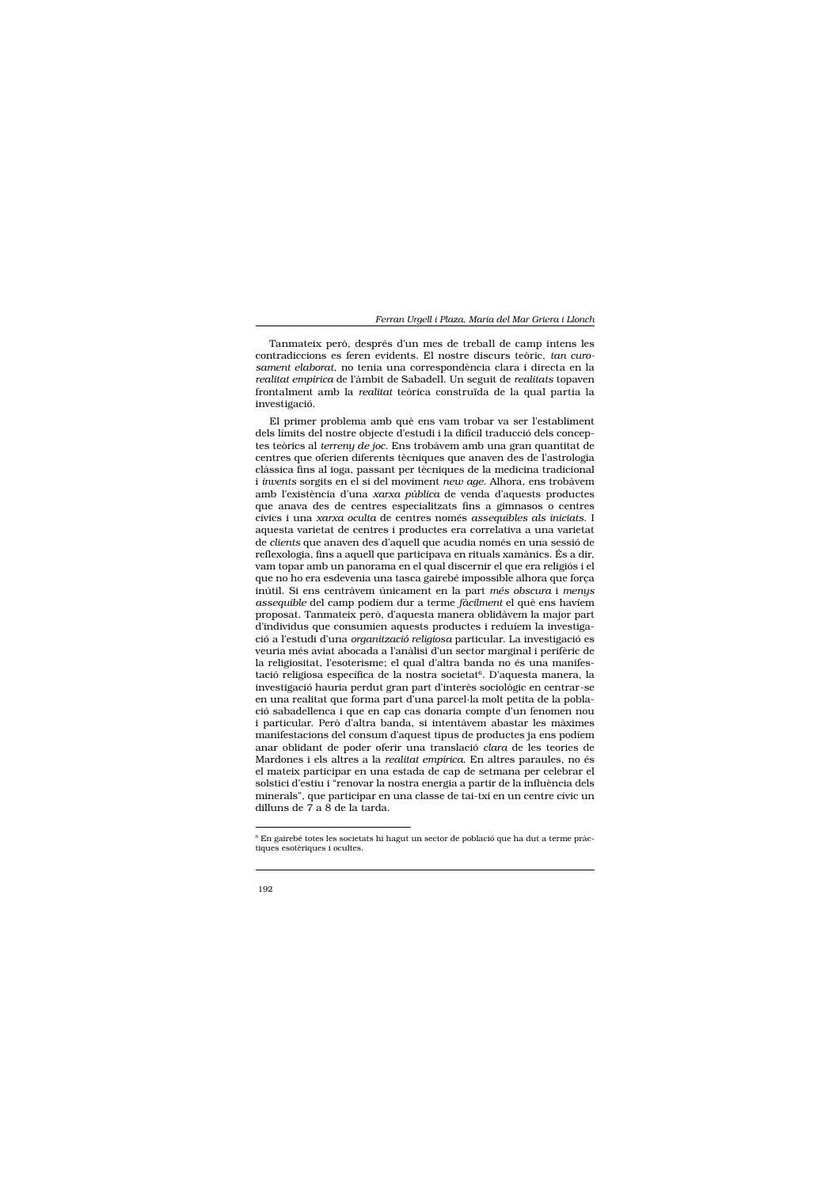Tanmateix però, després d'un mes de treball de camp intens les contradiccions es feren evidents. El nostre discurs teòric, *tan curosament elaborat*, no tenia una correspondència clara i directa en la *realitat empírica* de l'àmbit de Sabadell. Un seguit de *realitats* topaven frontalment amb la *realitat* teòrica construïda de la qual partia la investigació.

El primer problema amb què ens vam trobar va ser l'establiment dels límits del nostre objecte d'estudi i la difícil traducció dels conceptes teòrics al *terreny de joc*. Ens trobàvem amb una gran quantitat de centres que oferien diferents tècniques que anaven des de l'astrologia clàssica fins al ioga, passant per tècniques de la medicina tradicional i *invents* sorgits en el si del moviment *new age*. Alhora, ens trobàvem amb l'existència d'una *xarxa pública* de venda d'aquests productes que anava des de centres especialitzats fins a gimnasos o centres cívics i una *xarxa oculta* de centres només *assequibles als iniciats*. I aquesta varietat de centres i productes era correlativa a una varietat de *clients* que anaven des d'aquell que acudia només en una sessió de reflexologia, fins a aquell que participava en rituals xamànics. És a dir, vam topar amb un panorama en el qual discernir el que era religiós i el que no ho era esdevenia una tasca gairebé impossible alhora que força inútil. Si ens centràvem únicament en la part *més obscura* i *menys assequible* del camp podíem dur a terme *fàcilment* el què ens havíem proposat. Tanmateix però, d'aquesta manera oblidàvem la major part d'individus que consumien aquests productes i reduíem la investigació a l'estudi d'una *organització religiosa* particular. La investigació es veuria més aviat abocada a l'anàlisi d'un sector marginal i perifèric de la religiositat, l'esoterisme; el qual d'altra banda no és una manifestació religiosa específica de la nostra societat[6]. D'aquesta manera, la investigació hauria perdut gran part d'interès sociològic en centrar-se en una realitat que forma part d'una parcel·la molt petita de la població sabadellenca i que en cap cas donaria compte d'un fenomen nou i particular. Però d'altra banda, si intentàvem abastar les màximes manifestacions del consum d'aquest tipus de productes ja ens podíem anar oblidant de poder oferir una translació *clara* de les teories de Mardones i els altres a la *realitat empírica*. En altres paraules, no és el mateix participar en una estada de cap de setmana per celebrar el solstici d'estiu i "renovar la nostra energia a partir de la influència dels minerals", que participar en una classe de tai-txi en un centre cívic un dilluns de 7 a 8 de la tarda.

[6] En gairebé totes les societats hi hagut un sector de població que ha dut a terme pràctiques esotèriques i ocultes.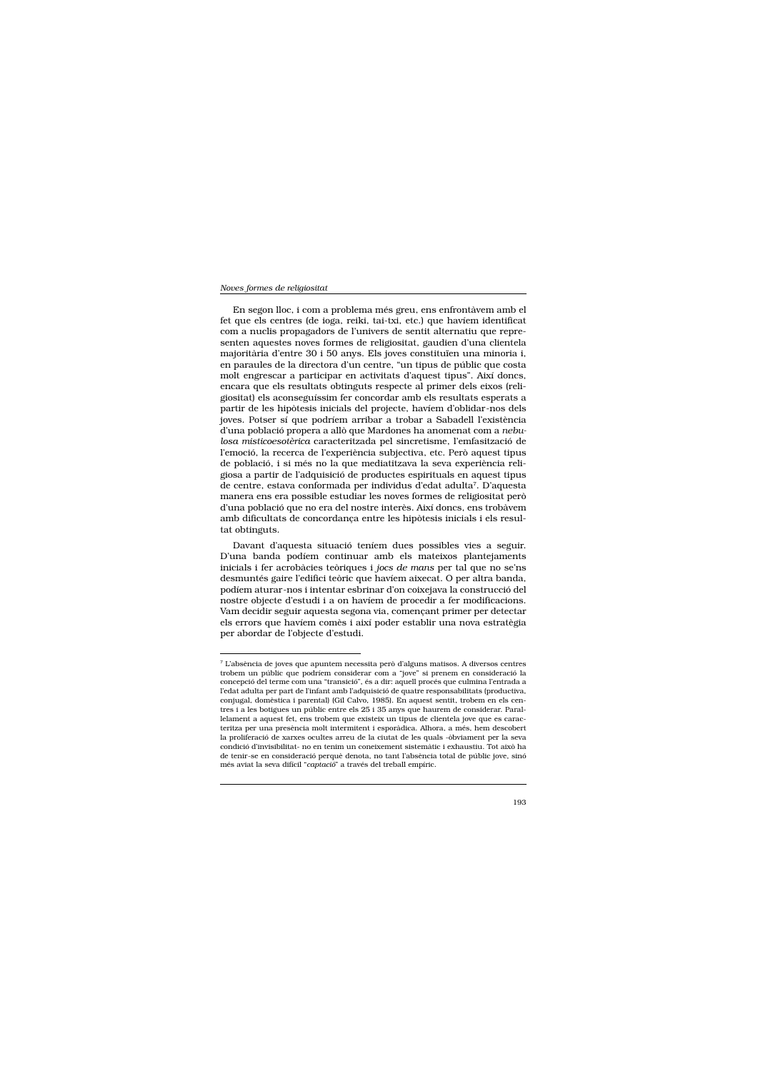En segon lloc, i com a problema més greu, ens enfrontàvem amb el fet que els centres (de ioga, reiki, tai-txi, etc.) que havíem identificat com a nuclis propagadors de l'univers de sentit alternatiu que representen aquestes noves formes de religiositat, gaudien d'una clientela majoritària d'entre 30 i 50 anys. Els joves constituïen una minoria i, en paraules de la directora d'un centre, "un tipus de públic que costa molt engrescar a participar en activitats d'aquest tipus". Així doncs, encara que els resultats obtinguts respecte al primer dels eixos (religiositat) els aconseguíssim fer concordar amb els resultats esperats a partir de les hipòtesis inicials del projecte, havíem d'oblidar-nos dels joves. Potser sí que podríem arribar a trobar a Sabadell l'existència d'una població propera a allò que Mardones ha anomenat com a *nebulosa misticoesotèrica* caracteritzada pel sincretisme, l'emfasització de l'emoció, la recerca de l'experiència subjectiva, etc. Però aquest tipus de població, i si més no la que mediatitzava la seva experiència religiosa a partir de l'adquisició de productes espirituals en aquest tipus de centre, estava conformada per individus d'edat adulta[7]. D'aquesta manera ens era possible estudiar les noves formes de religiositat però d'una població que no era del nostre interès. Així doncs, ens trobàvem amb dificultats de concordança entre les hipòtesis inicials i els resultat obtinguts.

Davant d'aquesta situació teníem dues possibles vies a seguir. D'una banda podíem continuar amb els mateixos plantejaments inicials i fer acrobàcies teòriques i *jocs de mans* per tal que no se'ns desmuntés gaire l'edifici teòric que havíem aixecat. O per altra banda, podíem aturar-nos i intentar esbrinar d'on coixejava la construcció del nostre objecte d'estudi i a on havíem de procedir a fer modificacions. Vam decidir seguir aquesta segona via, començant primer per detectar els errors que havíem comès i així poder establir una nova estratègia per abordar de l'objecte d'estudi.

---

[7] L'absència de joves que apuntem necessita però d'alguns matisos. A diversos centres trobem un públic que podríem considerar com a "jove" si prenem en consideració la concepció del terme com una "transició", és a dir: aquell procés que culmina l'entrada a l'edat adulta per part de l'infant amb l'adquisició de quatre responsabilitats (productiva, conjugal, domèstica i parental) (Gil Calvo, 1985). En aquest sentit, trobem en els centres i a les botigues un públic entre els 25 i 35 anys que haurem de considerar. Paral·lelament a aquest fet, ens trobem que existeix un tipus de clientela jove que es caracteritza per una presència molt intermitent i esporàdica. Alhora, a més, hem descobert la proliferació de xarxes ocultes arreu de la ciutat de les quals -òbviament per la seva condició d'invisibilitat- no en tenim un coneixement sistemàtic i exhaustiu. Tot això ha de tenir-se en consideració perquè denota, no tant l'absència total de públic jove, sinó més aviat la seva difícil "*captació*" a través del treball empíric.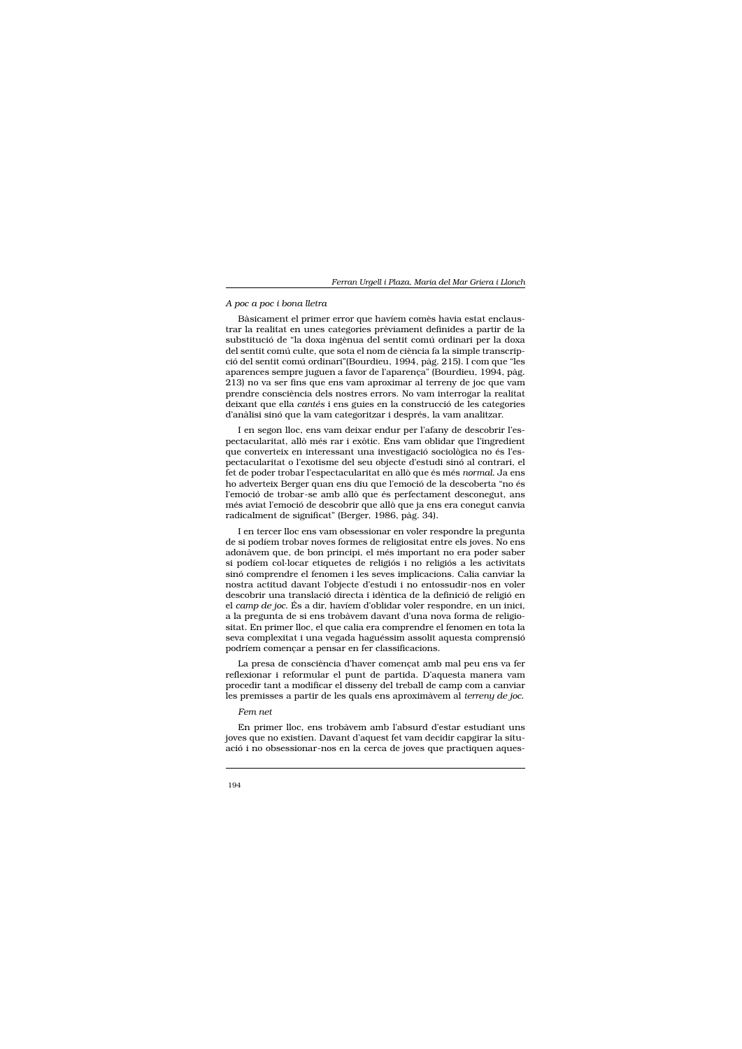*A poc a poc i bona lletra*

Bàsicament el primer error que havíem comès havia estat enclaustrar la realitat en unes categories prèviament definides a partir de la substitució de "la doxa ingènua del sentit comú ordinari per la doxa del sentit comú culte, que sota el nom de ciència fa la simple transcripció del sentit comú ordinari"(Bourdieu, 1994, pàg. 215). I com que "les aparences sempre juguen a favor de l'aparença" (Bourdieu, 1994, pàg. 213) no va ser fins que ens vam aproximar al terreny de joc que vam prendre consciència dels nostres errors. No vam interrogar la realitat deixant que ella *cantés* i ens guiés en la construcció de les categories d'anàlisi sinó que la vam categoritzar i després, la vam analitzar.

I en segon lloc, ens vam deixar endur per l'afany de descobrir l'espectacularitat, allò més rar i exòtic. Ens vam oblidar que l'ingredient que converteix en interessant una investigació sociològica no és l'espectacularitat o l'exotisme del seu objecte d'estudi sinó al contrari, el fet de poder trobar l'espectacularitat en allò que és més *normal*. Ja ens ho adverteix Berger quan ens diu que l'emoció de la descoberta "no és l'emoció de trobar-se amb allò que és perfectament desconegut, ans més aviat l'emoció de descobrir que allò que ja ens era conegut canvia radicalment de significat" (Berger, 1986, pàg. 34).

I en tercer lloc ens vam obsessionar en voler respondre la pregunta de si podíem trobar noves formes de religiositat entre els joves. No ens adonàvem que, de bon principi, el més important no era poder saber si podíem col·locar etiquetes de religiós i no religiós a les activitats sinó comprendre el fenomen i les seves implicacions. Calia canviar la nostra actitud davant l'objecte d'estudi i no entossudir-nos en voler descobrir una translació directa i idèntica de la definició de religió en el *camp de joc*. És a dir, havíem d'oblidar voler respondre, en un inici, a la pregunta de si ens trobàvem davant d'una nova forma de religiositat. En primer lloc, el que calia era comprendre el fenomen en tota la seva complexitat i una vegada haguéssim assolit aquesta comprensió podríem començar a pensar en fer classificacions.

La presa de consciència d'haver començat amb mal peu ens va fer reflexionar i reformular el punt de partida. D'aquesta manera vam procedir tant a modificar el disseny del treball de camp com a canviar les premisses a partir de les quals ens aproximàvem al *terreny de joc*.

*Fem net*

En primer lloc, ens trobàvem amb l'absurd d'estar estudiant uns joves que no existien. Davant d'aquest fet vam decidir capgirar la situació i no obsessionar-nos en la cerca de joves que practiquen aques-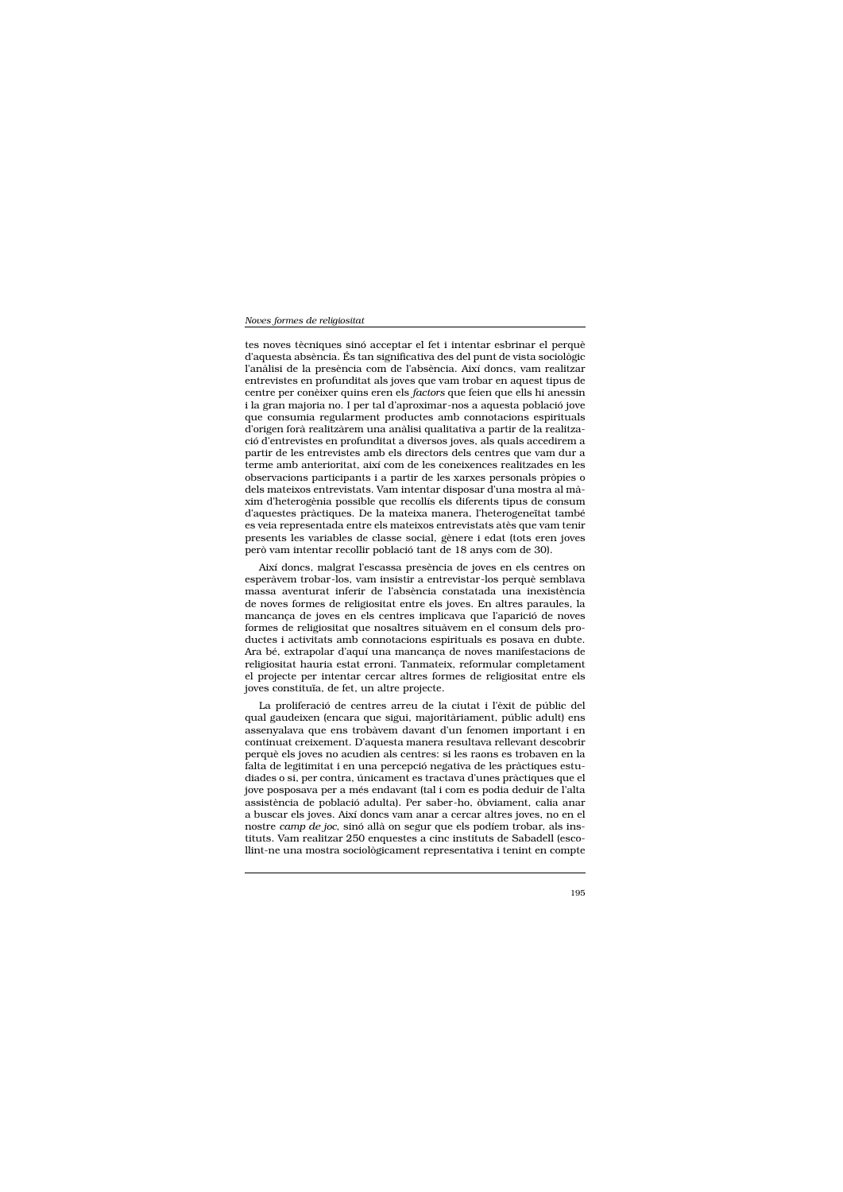tes noves tècniques sinó acceptar el fet i intentar esbrinar el perquè d'aquesta absència. És tan significativa des del punt de vista sociològic l'anàlisi de la presència com de l'absència. Així doncs, vam realitzar entrevistes en profunditat als joves que vam trobar en aquest tipus de centre per conèixer quins eren els *factors* que feien que ells hi anessin i la gran majoria no. I per tal d'aproximar-nos a aquesta població jove que consumia regularment productes amb connotacions espirituals d'origen forà realitzàrem una anàlisi qualitativa a partir de la realització d'entrevistes en profunditat a diversos joves, als quals accedirem a partir de les entrevistes amb els directors dels centres que vam dur a terme amb anterioritat, així com de les coneixences realitzades en les observacions participants i a partir de les xarxes personals pròpies o dels mateixos entrevistats. Vam intentar disposar d'una mostra al màxim d'heterogènia possible que recollís els diferents tipus de consum d'aquestes pràctiques. De la mateixa manera, l'heterogeneïtat també es veia representada entre els mateixos entrevistats atès que vam tenir presents les variables de classe social, gènere i edat (tots eren joves però vam intentar recollir població tant de 18 anys com de 30).

Així doncs, malgrat l'escassa presència de joves en els centres on esperàvem trobar-los, vam insistir a entrevistar-los perquè semblava massa aventurat inferir de l'absència constatada una inexistència de noves formes de religiositat entre els joves. En altres paraules, la mancança de joves en els centres implicava que l'aparició de noves formes de religiositat que nosaltres situàvem en el consum dels productes i activitats amb connotacions espirituals es posava en dubte. Ara bé, extrapolar d'aquí una mancança de noves manifestacions de religiositat hauria estat erroni. Tanmateix, reformular completament el projecte per intentar cercar altres formes de religiositat entre els joves constituïa, de fet, un altre projecte.

La proliferació de centres arreu de la ciutat i l'èxit de públic del qual gaudeixen (encara que sigui, majoritàriament, públic adult) ens assenyalava que ens trobàvem davant d'un fenomen important i en continuat creixement. D'aquesta manera resultava rellevant descobrir perquè els joves no acudien als centres: si les raons es trobaven en la falta de legitimitat i en una percepció negativa de les pràctiques estudiades o si, per contra, únicament es tractava d'unes pràctiques que el jove posposava per a més endavant (tal i com es podia deduir de l'alta assistència de població adulta). Per saber-ho, òbviament, calia anar a buscar els joves. Així doncs vam anar a cercar altres joves, no en el nostre *camp de joc*, sinó allà on segur que els podíem trobar, als instituts. Vam realitzar 250 enquestes a cinc instituts de Sabadell (escollint-ne una mostra sociològicament representativa i tenint en compte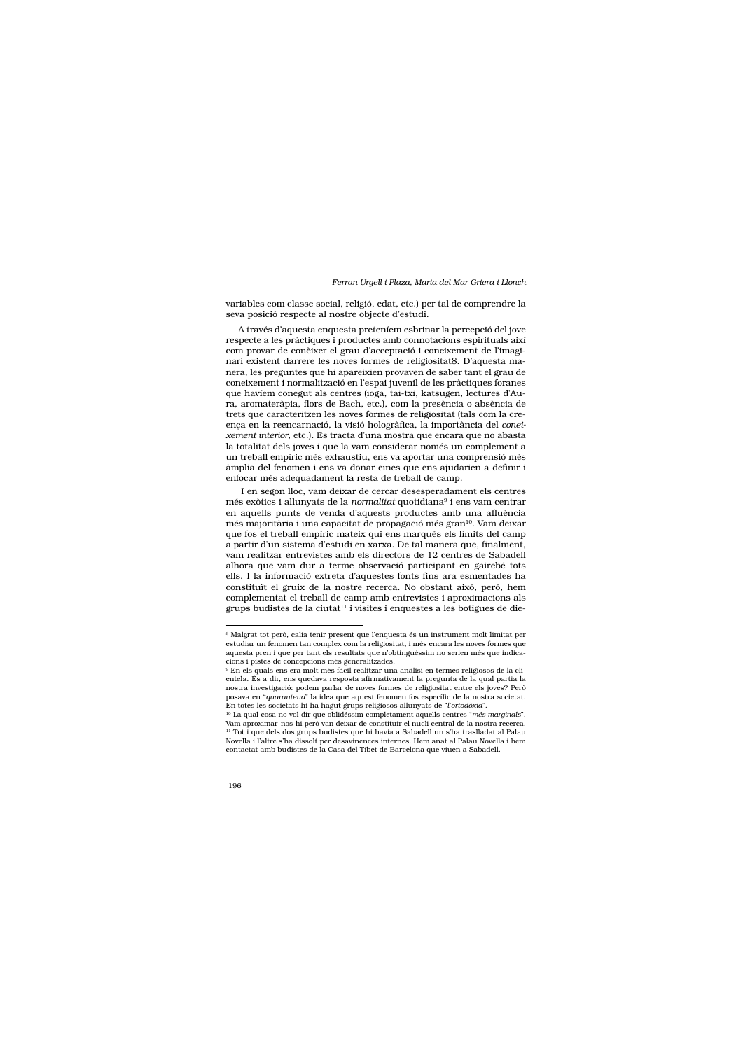variables com classe social, religió, edat, etc.) per tal de comprendre la seva posició respecte al nostre objecte d'estudi.

A través d'aquesta enquesta preteníem esbrinar la percepció del jove respecte a les pràctiques i productes amb connotacions espirituals així com provar de conèixer el grau d'acceptació i coneixement de l'imaginari existent darrere les noves formes de religiositat8. D'aquesta manera, les preguntes que hi apareixien provaven de saber tant el grau de coneixement i normalització en l'espai juvenil de les pràctiques foranes que havíem conegut als centres (ioga, tai-txi, katsugen, lectures d'Aura, aromateràpia, flors de Bach, etc.), com la presència o absència de trets que caracteritzen les noves formes de religiositat (tals com la creença en la reencarnació, la visió hologràfica, la importància del *coneixement interior*, etc.). Es tracta d'una mostra que encara que no abasta la totalitat dels joves i que la vam considerar només un complement a un treball empíric més exhaustiu, ens va aportar una comprensió més àmplia del fenomen i ens va donar eines que ens ajudarien a definir i enfocar més adequadament la resta de treball de camp.

I en segon lloc, vam deixar de cercar desesperadament els centres més exòtics i allunyats de la *normalitat* quotidiana[9] i ens vam centrar en aquells punts de venda d'aquests productes amb una afluència més majoritària i una capacitat de propagació més gran[10]. Vam deixar que fos el treball empíric mateix qui ens marqués els límits del camp a partir d'un sistema d'estudi en xarxa. De tal manera que, finalment, vam realitzar entrevistes amb els directors de 12 centres de Sabadell alhora que vam dur a terme observació participant en gairebé tots ells. I la informació extreta d'aquestes fonts fins ara esmentades ha constituït el gruix de la nostre recerca. No obstant això, però, hem complementat el treball de camp amb entrevistes i aproximacions als grups budistes de la ciutat[11] i visites i enquestes a les botigues de die-

---

[8] Malgrat tot però, calia tenir present que l'enquesta és un instrument molt limitat per estudiar un fenomen tan complex com la religiositat, i més encara les noves formes que aquesta pren i que per tant els resultats que n'obtinguéssim no serien més que indicacions i pistes de concepcions més generalitzades.

[9] En els quals ens era molt més fàcil realitzar una anàlisi en termes religiosos de la clientela. És a dir, ens quedava resposta afirmativament la pregunta de la qual partia la nostra investigació: podem parlar de noves formes de religiositat entre els joves? Però posava en "*quarantena*" la idea que aquest fenomen fos específic de la nostra societat. En totes les societats hi ha hagut grups religiosos allunyats de "l'*ortodòxia*".

[10] La qual cosa no vol dir que oblidéssim completament aquells centres "*més marginals*". Vam aproximar-nos-hi però van deixar de constituir el nucli central de la nostra recerca.

[11] Tot i que dels dos grups budistes que hi havia a Sabadell un s'ha traslladat al Palau Novella i l'altre s'ha dissolt per desavinences internes. Hem anat al Palau Novella i hem contactat amb budistes de la Casa del Tibet de Barcelona que viuen a Sabadell.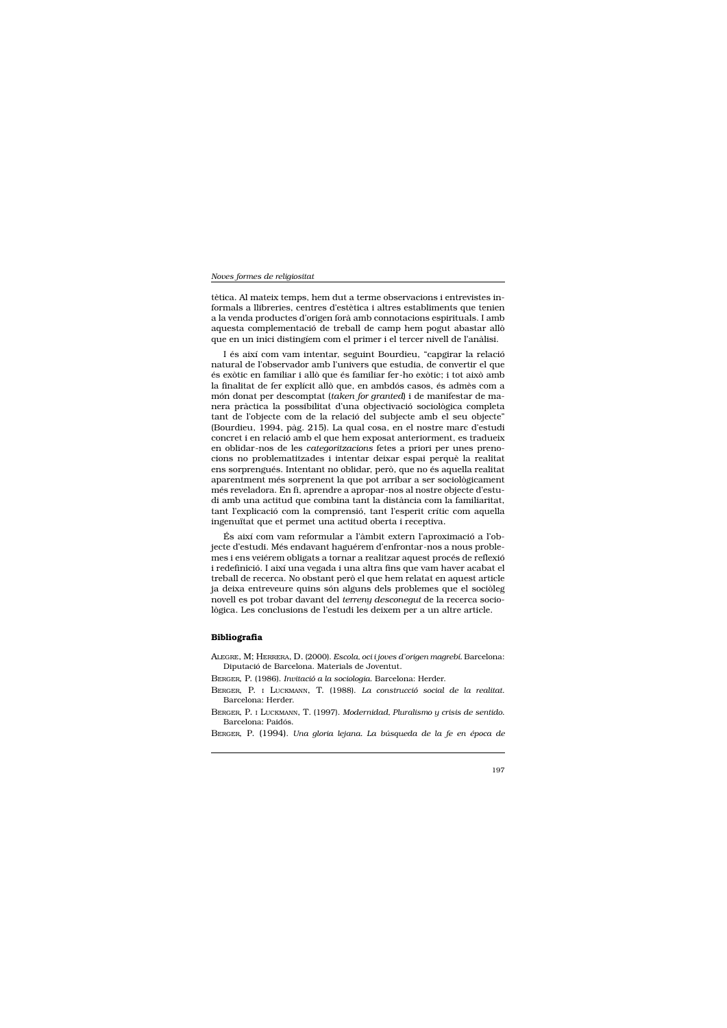tètica. Al mateix temps, hem dut a terme observacions i entrevistes informals a llibreries, centres d'estètica i altres establiments que tenien a la venda productes d'origen forà amb connotacions espirituals. I amb aquesta complementació de treball de camp hem pogut abastar allò que en un inici distingíem com el primer i el tercer nivell de l'anàlisi.

I és així com vam intentar, seguint Bourdieu, "capgirar la relació natural de l'observador amb l'univers que estudia, de convertir el que és exòtic en familiar i allò que és familiar fer-ho exòtic; i tot això amb la finalitat de fer explícit allò que, en ambdós casos, és admès com a món donat per descomptat (*taken for granted*) i de manifestar de manera pràctica la possibilitat d'una objectivació sociològica completa tant de l'objecte com de la relació del subjecte amb el seu objecte" (Bourdieu, 1994, pàg. 215). La qual cosa, en el nostre marc d'estudi concret i en relació amb el que hem exposat anteriorment, es tradueix en oblidar-nos de les *categoritzacions* fetes a priori per unes prenocions no problematitzades i intentar deixar espai perquè la realitat ens sorprengués. Intentant no oblidar, però, que no és aquella realitat aparentment més sorprenent la que pot arribar a ser sociològicament més reveladora. En fi, aprendre a apropar-nos al nostre objecte d'estudi amb una actitud que combina tant la distància com la familiaritat, tant l'explicació com la comprensió, tant l'esperit crític com aquella ingenuïtat que et permet una actitud oberta i receptiva.

És així com vam reformular a l'àmbit extern l'aproximació a l'objecte d'estudi. Més endavant haguérem d'enfrontar-nos a nous problemes i ens veiérem obligats a tornar a realitzar aquest procés de reflexió i redefinició. I així una vegada i una altra fins que vam haver acabat el treball de recerca. No obstant però el que hem relatat en aquest article ja deixa entreveure quins són alguns dels problemes que el sociòleg novell es pot trobar davant del *terreny desconegut* de la recerca sociològica. Les conclusions de l'estudi les deixem per a un altre article.

## Bibliografia

ALEGRE, M; HERRERA, D. (2000). *Escola, oci i joves d'origen magrebí*. Barcelona: Diputació de Barcelona. Materials de Joventut.

BERGER, P. (1986). *Invitació a la sociologia*. Barcelona: Herder.

BERGER, P. I LUCKMANN, T. (1988). *La construcció social de la realitat*. Barcelona: Herder.

BERGER, P. I LUCKMANN, T. (1997). *Modernidad, Pluralismo y crisis de sentido*. Barcelona: Paidós.

BERGER, P. (1994). *Una gloria lejana. La búsqueda de la fe en época de*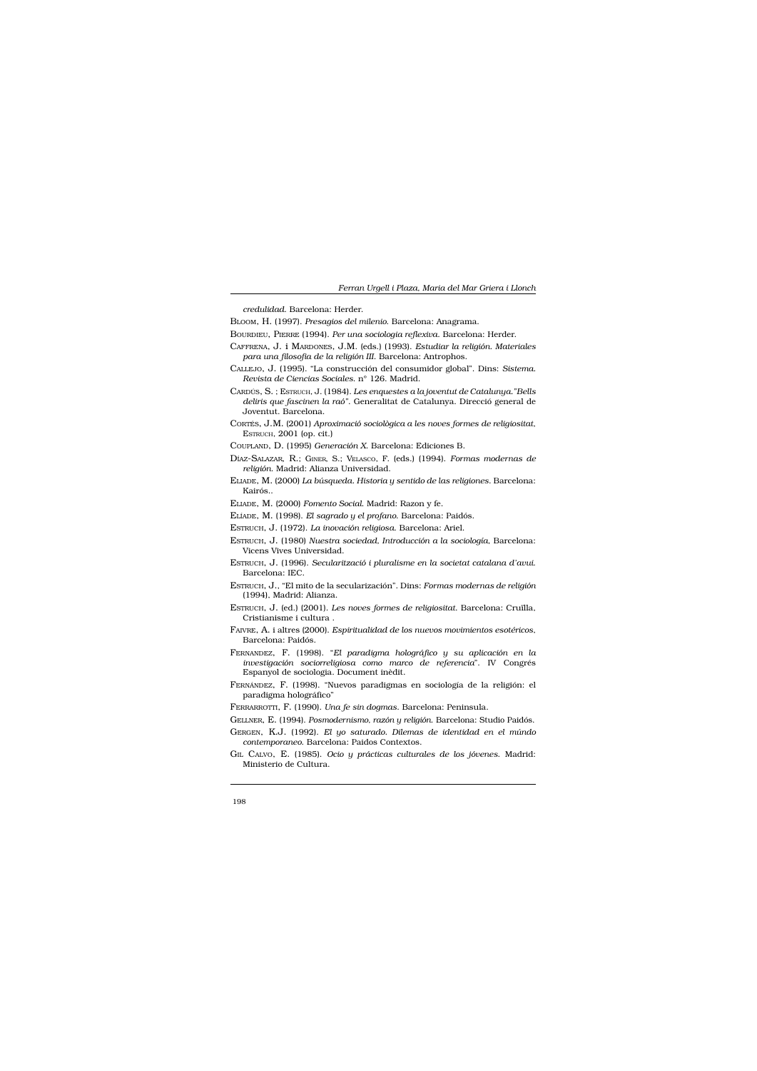*credulidad*. Barcelona: Herder.

Bloom, H. (1997). *Presagios del milenio*. Barcelona: Anagrama.

Bourdieu, Pierre (1994). *Per una sociologia reflexiva*. Barcelona: Herder.

Caffrena, J. i Mardones, J.M. (eds.) (1993). *Estudiar la religión. Materiales para una filosofía de la religión III*. Barcelona: Antrophos.

Callejo, J. (1995). "La construcción del consumidor global". Dins: *Sistema. Revista de Ciencias Sociales*. nº 126. Madrid.

Cardús, S. ; Estruch, J. (1984). *Les enquestes a la joventut de Catalunya."Bells deliris que fascinen la raó"*. Generalitat de Catalunya. Direcció general de Joventut. Barcelona.

Cortés, J.M. (2001) *Aproximació sociològica a les noves formes de religiositat*, Estruch, 2001 (op. cit.)

Coupland, D. (1995) *Generación X*. Barcelona: Ediciones B.

Díaz-Salazar, R.; Giner, S.; Velasco, F. (eds.) (1994). *Formas modernas de religión*. Madrid: Alianza Universidad.

Eliade, M. (2000) *La búsqueda. Historia y sentido de las religiones*. Barcelona: Kairós..

Eliade, M. (2000) *Fomento Social*. Madrid: Razon y fe.

Elíade, M. (1998). *El sagrado y el profano*. Barcelona: Paidós.

Estruch, J. (1972). *La inovación religiosa*. Barcelona: Ariel.

Estruch, J. (1980) *Nuestra sociedad, Introducción a la sociología*, Barcelona: Vicens Vives Universidad.

Estruch, J. (1996). *Secularització i pluralisme en la societat catalana d'avui*. Barcelona: IEC.

Estruch, J., "El mito de la secularización". Dins: *Formas modernas de religión* (1994), Madrid: Alianza.

Estruch, J. (ed.) (2001). *Les noves formes de religiositat*. Barcelona: Cruïlla, Cristianisme i cultura .

Faivre, A. i altres (2000). *Espiritualidad de los nuevos movimientos esotéricos*, Barcelona: Paidós.

Fernandez, F. (1998). "*El paradigma holográfico y su aplicación en la investigación sociorreligiosa como marco de referencia*". IV Congrés Espanyol de sociologia. Document inèdit.

Fernández, F. (1998). "Nuevos paradigmas en sociología de la religión: el paradigma holográfico"

Ferrarrotti, F. (1990). *Una fe sin dogmas*. Barcelona: Península.

Gellner, E. (1994). *Posmodernismo, razón y religión*. Barcelona: Studio Paidós.

Gergen, K.J. (1992). *El yo saturado. Dilemas de identidad en el múndo contemporaneo*. Barcelona: Paidos Contextos.

Gil Calvo, E. (1985). *Ocio y prácticas culturales de los jóvenes*. Madrid: Ministerio de Cultura.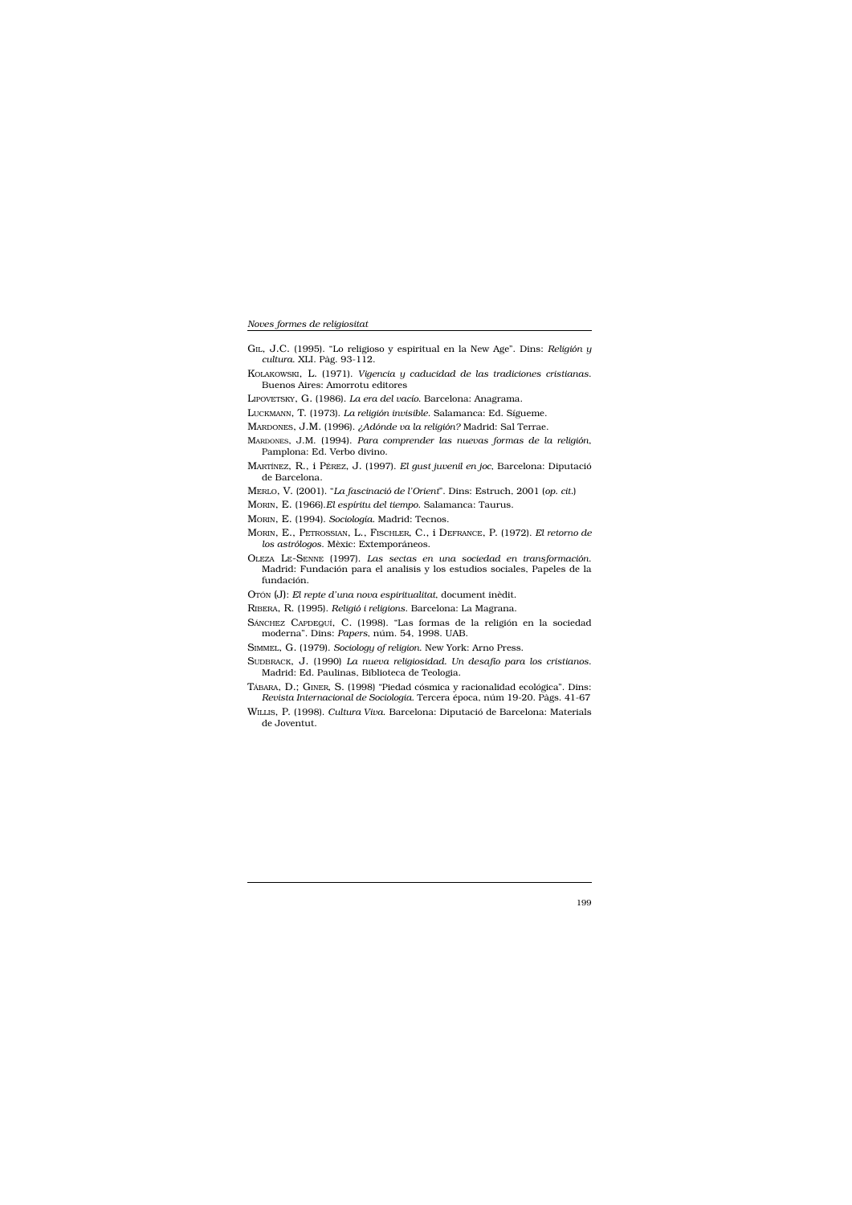GIL, J.C. (1995). "Lo religioso y espiritual en la New Age". Dins: *Religión y cultura*. XLI. Pàg. 93-112.

KOLAKOWSKI, L. (1971). *Vigencia y caducidad de las tradiciones cristianas*. Buenos Aires: Amorrotu editores

LIPOVETSKY, G. (1986). *La era del vacío*. Barcelona: Anagrama.

LUCKMANN, T. (1973). *La religión invisible*. Salamanca: Ed. Sígueme.

MARDONES, J.M. (1996). *¿Adónde va la religión?* Madrid: Sal Terrae.

MARDONES, J.M. (1994). *Para comprender las nuevas formas de la religión*, Pamplona: Ed. Verbo divino.

MARTÍNEZ, R., i PÉREZ, J. (1997). *El gust juvenil en joc*, Barcelona: Diputació de Barcelona.

MERLO, V. (2001). "*La fascinació de l'Orient*". Dins: Estruch, 2001 (*op. cit.*)

MORIN, E. (1966).*El espíritu del tiempo*. Salamanca: Taurus.

MORIN, E. (1994). *Sociología*. Madrid: Tecnos.

MORIN, E., PETROSSIAN, L., FISCHLER, C., i DEFRANCE, P. (1972). *El retorno de los astrólogos*. Mèxic: Extemporáneos.

OLEZA LE-SENNE (1997). *Las sectas en una sociedad en transformación*. Madrid: Fundación para el analisis y los estudios sociales, Papeles de la fundación.

OTÓN (J): *El repte d'una nova espiritualitat*, document inèdit.

RIBERA, R. (1995). *Religió i religions*. Barcelona: La Magrana.

SÁNCHEZ CAPDEQUÍ, C. (1998). "Las formas de la religión en la sociedad moderna". Dins: *Papers*, núm. 54, 1998. UAB.

SIMMEL, G. (1979). *Sociology of religion*. New York: Arno Press.

SUDBRACK, J. (1990) *La nueva religiosidad. Un desafío para los cristianos*. Madrid: Ed. Paulinas, Biblioteca de Teologia.

TÁBARA, D.; GINER, S. (1998) "Piedad cósmica y racionalidad ecológica". Dins: *Revista Internacional de Sociologia*. Tercera època, núm 19-20. Pàgs. 41-67

WILLIS, P. (1998). *Cultura Viva*. Barcelona: Diputació de Barcelona: Materials de Joventut.